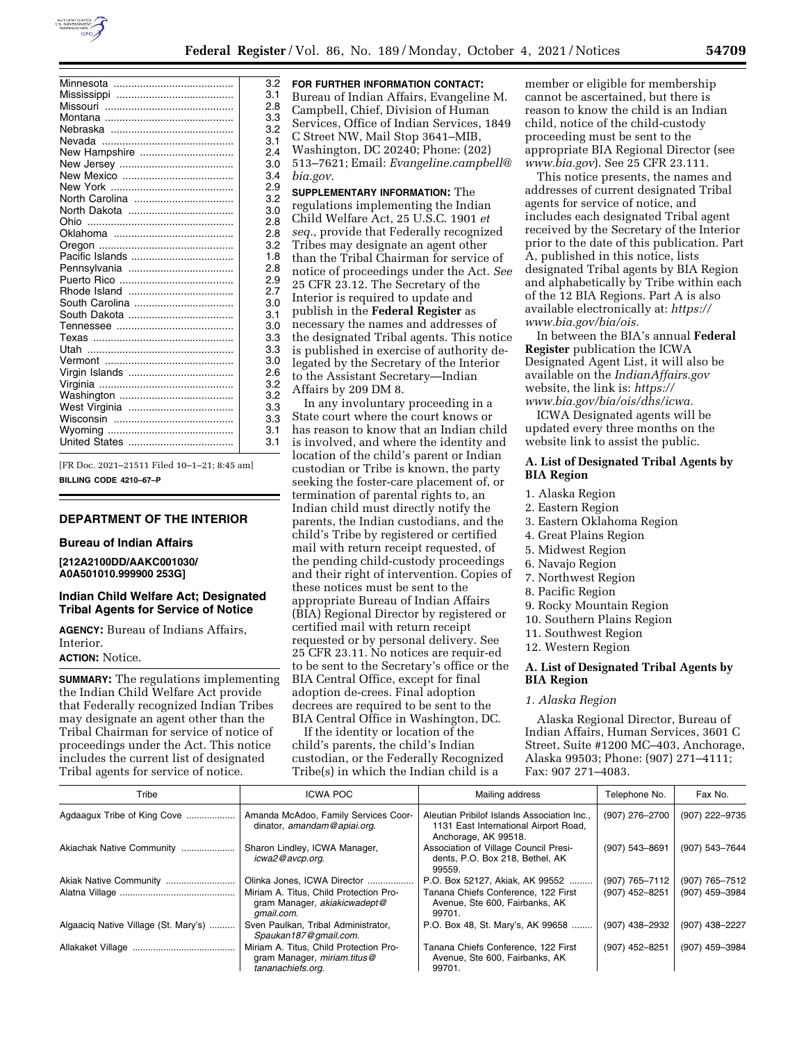| | |
|---|---|
| Minnesota | 3.2 |
| Mississippi | 3.1 |
| Missouri | 2.8 |
| Montana | 3.3 |
| Nebraska | 3.2 |
| Nevada | 3.1 |
| New Hampshire | 2.4 |
| New Jersey | 3.0 |
| New Mexico | 3.4 |
| New York | 2.9 |
| North Carolina | 3.2 |
| North Dakota | 3.0 |
| Ohio | 2.8 |
| Oklahoma | 2.8 |
| Oregon | 3.2 |
| Pacific Islands | 1.8 |
| Pennsylvania | 2.8 |
| Puerto Rico | 2.9 |
| Rhode Island | 2.7 |
| South Carolina | 3.0 |
| South Dakota | 3.1 |
| Tennessee | 3.0 |
| Texas | 3.3 |
| Utah | 3.3 |
| Vermont | 3.0 |
| Virgin Islands | 2.6 |
| Virginia | 3.2 |
| Washington | 3.2 |
| West Virginia | 3.3 |
| Wisconsin | 3.3 |
| Wyoming | 3.1 |
| United States | 3.1 |

[FR Doc. 2021–21511 Filed 10–1–21; 8:45 am]

**BILLING CODE 4210–67–P**

## DEPARTMENT OF THE INTERIOR

### Bureau of Indian Affairs

**[212A2100DD/AAKC001030/ A0A501010.999900 253G]**

### Indian Child Welfare Act; Designated Tribal Agents for Service of Notice

**AGENCY:** Bureau of Indians Affairs, Interior.

**ACTION:** Notice.

**SUMMARY:** The regulations implementing the Indian Child Welfare Act provide that Federally recognized Indian Tribes may designate an agent other than the Tribal Chairman for service of notice of proceedings under the Act. This notice includes the current list of designated Tribal agents for service of notice.

**FOR FURTHER INFORMATION CONTACT:** Bureau of Indian Affairs, Evangeline M. Campbell, Chief, Division of Human Services, Office of Indian Services, 1849 C Street NW, Mail Stop 3641–MIB, Washington, DC 20240; Phone: (202) 513–7621; Email: *Evangeline.campbell@bia.gov.*

**SUPPLEMENTARY INFORMATION:** The regulations implementing the Indian Child Welfare Act, 25 U.S.C. 1901 *et seq.,* provide that Federally recognized Tribes may designate an agent other than the Tribal Chairman for service of notice of proceedings under the Act. *See* 25 CFR 23.12. The Secretary of the Interior is required to update and publish in the **Federal Register** as necessary the names and addresses of the designated Tribal agents. This notice is published in exercise of authority delegated by the Secretary of the Interior to the Assistant Secretary—Indian Affairs by 209 DM 8.

In any involuntary proceeding in a State court where the court knows or has reason to know that an Indian child is involved, and where the identity and location of the child's parent or Indian custodian or Tribe is known, the party seeking the foster-care placement of, or termination of parental rights to, an Indian child must directly notify the parents, the Indian custodians, and the child's Tribe by registered or certified mail with return receipt requested, of the pending child-custody proceedings and their right of intervention. Copies of these notices must be sent to the appropriate Bureau of Indian Affairs (BIA) Regional Director by registered or certified mail with return receipt requested or by personal delivery. See 25 CFR 23.11. No notices are requir-ed to be sent to the Secretary's office or the BIA Central Office, except for final adoption de-crees. Final adoption decrees are required to be sent to the BIA Central Office in Washington, DC.

If the identity or location of the child's parents, the child's Indian custodian, or the Federally Recognized Tribe(s) in which the Indian child is a member or eligible for membership cannot be ascertained, but there is reason to know the child is an Indian child, notice of the child-custody proceeding must be sent to the appropriate BIA Regional Director (see *www.bia.gov*). See 25 CFR 23.111.

This notice presents, the names and addresses of current designated Tribal agents for service of notice, and includes each designated Tribal agent received by the Secretary of the Interior prior to the date of this publication. Part A, published in this notice, lists designated Tribal agents by BIA Region and alphabetically by Tribe within each of the 12 BIA Regions. Part A is also available electronically at: *https://www.bia.gov/bia/ois.*

In between the BIA's annual **Federal Register** publication the ICWA Designated Agent List, it will also be available on the *IndianAffairs.gov* website, the link is: *https://www.bia.gov/bia/ois/dhs/icwa.*

ICWA Designated agents will be updated every three months on the website link to assist the public.

### A. List of Designated Tribal Agents by BIA Region

1. Alaska Region
2. Eastern Region
3. Eastern Oklahoma Region
4. Great Plains Region
5. Midwest Region
6. Navajo Region
7. Northwest Region
8. Pacific Region
9. Rocky Mountain Region
10. Southern Plains Region
11. Southwest Region
12. Western Region

### A. List of Designated Tribal Agents by BIA Region

#### *1. Alaska Region*

Alaska Regional Director, Bureau of Indian Affairs, Human Services, 3601 C Street, Suite #1200 MC–403, Anchorage, Alaska 99503; Phone: (907) 271–4111; Fax: 907 271–4083.

| Tribe | ICWA POC | Mailing address | Telephone No. | Fax No. |
|---|---|---|---|---|
| Agdaagux Tribe of King Cove | Amanda McAdoo, Family Services Coordinator, *amandam@apiai.org.* | Aleutian Pribilof Islands Association Inc., 1131 East International Airport Road, Anchorage, AK 99518. | (907) 276–2700 | (907) 222–9735 |
| Akiachak Native Community | Sharon Lindley, ICWA Manager, *icwa2@avcp.org.* | Association of Village Council Presidents, P.O. Box 218, Bethel, AK 99559. | (907) 543–8691 | (907) 543–7644 |
| Akiak Native Community | Olinka Jones, ICWA Director | P.O. Box 52127, Akiak, AK 99552 | (907) 765–7112 | (907) 765–7512 |
| Alatna Village | Miriam A. Titus, Child Protection Program Manager, *akiakicwadept@gmail.com.* | Tanana Chiefs Conference, 122 First Avenue, Ste 600, Fairbanks, AK 99701. | (907) 452–8251 | (907) 459–3984 |
| Algaaciq Native Village (St. Mary's) | Sven Paulkan, Tribal Administrator, *Spaukan187@gmail.com.* | P.O. Box 48, St. Mary's, AK 99658 | (907) 438–2932 | (907) 438–2227 |
| Allakaket Village | Miriam A. Titus, Child Protection Program Manager, *miriam.titus@tananachiefs.org.* | Tanana Chiefs Conference, 122 First Avenue, Ste 600, Fairbanks, AK 99701. | (907) 452–8251 | (907) 459–3984 |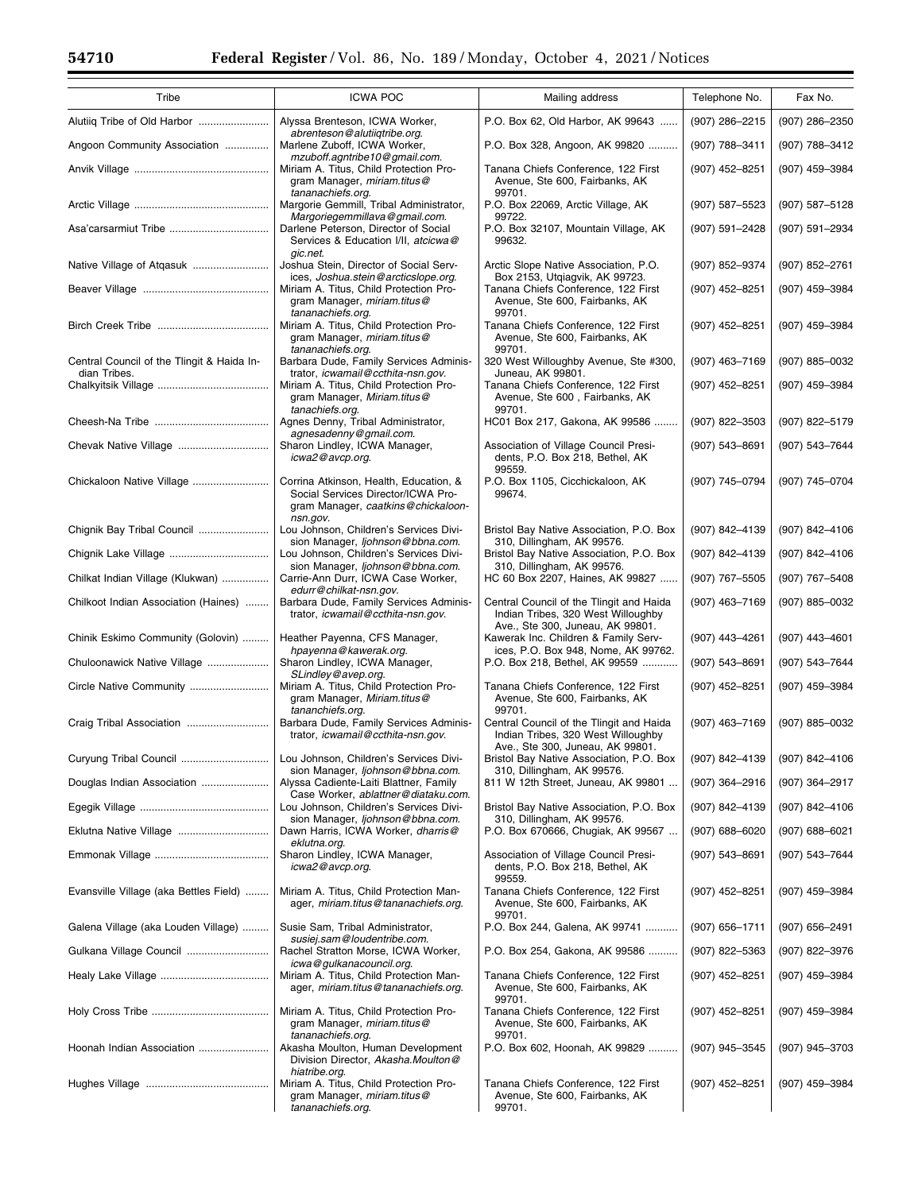| Tribe | ICWA POC | Mailing address | Telephone No. | Fax No. |
|---|---|---|---|---|
| Alutiiq Tribe of Old Harbor | Alyssa Brenteson, ICWA Worker, *abrenteson@alutiiqtribe.org.* | P.O. Box 62, Old Harbor, AK 99643 | (907) 286–2215 | (907) 286–2350 |
| Angoon Community Association | Marlene Zuboff, ICWA Worker, *mzuboff.agntribe10@gmail.com.* | P.O. Box 328, Angoon, AK 99820 | (907) 788–3411 | (907) 788–3412 |
| Anvik Village | Miriam A. Titus, Child Protection Program Manager, *miriam.titus@tananachiefs.org.* | Tanana Chiefs Conference, 122 First Avenue, Ste 600, Fairbanks, AK 99701. | (907) 452–8251 | (907) 459–3984 |
| Arctic Village | Margorie Gemmill, Tribal Administrator, *Margoriegemmillava@gmail.com.* | P.O. Box 22069, Arctic Village, AK 99722. | (907) 587–5523 | (907) 587–5128 |
| Asa'carsarmiut Tribe | Darlene Peterson, Director of Social Services & Education I/II, *atcicwa@gic.net.* | P.O. Box 32107, Mountain Village, AK 99632. | (907) 591–2428 | (907) 591–2934 |
| Native Village of Atqasuk | Joshua Stein, Director of Social Services, *Joshua.stein@arcticslope.org.* | Arctic Slope Native Association, P.O. Box 2153, Utqiagvik, AK 99723. | (907) 852–9374 | (907) 852–2761 |
| Beaver Village | Miriam A. Titus, Child Protection Program Manager, *miriam.titus@tananachiefs.org.* | Tanana Chiefs Conference, 122 First Avenue, Ste 600, Fairbanks, AK 99701. | (907) 452–8251 | (907) 459–3984 |
| Birch Creek Tribe | Miriam A. Titus, Child Protection Program Manager, *miriam.titus@tananachiefs.org.* | Tanana Chiefs Conference, 122 First Avenue, Ste 600, Fairbanks, AK 99701. | (907) 452–8251 | (907) 459–3984 |
| Central Council of the Tlingit & Haida Indian Tribes. | Barbara Dude, Family Services Administrator, *icwamail@ccthita-nsn.gov.* | 320 West Willoughby Avenue, Ste #300, Juneau, AK 99801. | (907) 463–7169 | (907) 885–0032 |
| Chalkyitsik Village | Miriam A. Titus, Child Protection Program Manager, *Miriam.titus@tanachiefs.org.* | Tanana Chiefs Conference, 122 First Avenue, Ste 600 , Fairbanks, AK 99701. | (907) 452–8251 | (907) 459–3984 |
| Cheesh-Na Tribe | Agnes Denny, Tribal Administrator, *agnesadenny@gmail.com.* | HC01 Box 217, Gakona, AK 99586 | (907) 822–3503 | (907) 822–5179 |
| Chevak Native Village | Sharon Lindley, ICWA Manager, *icwa2@avcp.org.* | Association of Village Council Presidents, P.O. Box 218, Bethel, AK 99559. | (907) 543–8691 | (907) 543–7644 |
| Chickaloon Native Village | Corrina Atkinson, Health, Education, & Social Services Director/ICWA Program Manager, *caatkins@chickaloon-nsn.gov.* | P.O. Box 1105, Cicchickaloon, AK 99674. | (907) 745–0794 | (907) 745–0704 |
| Chignik Bay Tribal Council | Lou Johnson, Children's Services Division Manager, *ljohnson@bbna.com.* | Bristol Bay Native Association, P.O. Box 310, Dillingham, AK 99576. | (907) 842–4139 | (907) 842–4106 |
| Chignik Lake Village | Lou Johnson, Children's Services Division Manager, *ljohnson@bbna.com.* | Bristol Bay Native Association, P.O. Box 310, Dillingham, AK 99576. | (907) 842–4139 | (907) 842–4106 |
| Chilkat Indian Village (Klukwan) | Carrie-Ann Durr, ICWA Case Worker, *edurr@chilkat-nsn.gov.* | HC 60 Box 2207, Haines, AK 99827 | (907) 767–5505 | (907) 767–5408 |
| Chilkoot Indian Association (Haines) | Barbara Dude, Family Services Administrator, *icwamail@ccthita-nsn.gov.* | Central Council of the Tlingit and Haida Indian Tribes, 320 West Willoughby Ave., Ste 300, Juneau, AK 99801. | (907) 463–7169 | (907) 885–0032 |
| Chinik Eskimo Community (Golovin) | Heather Payenna, CFS Manager, *hpayenna@kawerak.org.* | Kawerak Inc. Children & Family Services, P.O. Box 948, Nome, AK 99762. | (907) 443–4261 | (907) 443–4601 |
| Chuloonawick Native Village | Sharon Lindley, ICWA Manager, *SLindley@avep.org.* | P.O. Box 218, Bethel, AK 99559 | (907) 543–8691 | (907) 543–7644 |
| Circle Native Community | Miriam A. Titus, Child Protection Program Manager, *Miriam.titus@tananchiefs.org.* | Tanana Chiefs Conference, 122 First Avenue, Ste 600, Fairbanks, AK 99701. | (907) 452–8251 | (907) 459–3984 |
| Craig Tribal Association | Barbara Dude, Family Services Administrator, *icwamail@ccthita-nsn.gov.* | Central Council of the Tlingit and Haida Indian Tribes, 320 West Willoughby Ave., Ste 300, Juneau, AK 99801. | (907) 463–7169 | (907) 885–0032 |
| Curyung Tribal Council | Lou Johnson, Children's Services Division Manager, *ljohnson@bbna.com.* | Bristol Bay Native Association, P.O. Box 310, Dillingham, AK 99576. | (907) 842–4139 | (907) 842–4106 |
| Douglas Indian Association | Alyssa Cadiente-Laiti Blattner, Family Case Worker, *ablattner@diataku.com.* | 811 W 12th Street, Juneau, AK 99801 | (907) 364–2916 | (907) 364–2917 |
| Egegik Village | Lou Johnson, Children's Services Division Manager, *ljohnson@bbna.com.* | Bristol Bay Native Association, P.O. Box 310, Dillingham, AK 99576. | (907) 842–4139 | (907) 842–4106 |
| Eklutna Native Village | Dawn Harris, ICWA Worker, *dharris@eklutna.org.* | P.O. Box 670666, Chugiak, AK 99567 | (907) 688–6020 | (907) 688–6021 |
| Emmonak Village | Sharon Lindley, ICWA Manager, *icwa2@avcp.org.* | Association of Village Council Presidents, P.O. Box 218, Bethel, AK 99559. | (907) 543–8691 | (907) 543–7644 |
| Evansville Village (aka Bettles Field) | Miriam A. Titus, Child Protection Manager, *miriam.titus@tananachiefs.org.* | Tanana Chiefs Conference, 122 First Avenue, Ste 600, Fairbanks, AK 99701. | (907) 452–8251 | (907) 459–3984 |
| Galena Village (aka Louden Village) | Susie Sam, Tribal Administrator, *susiej.sam@loudentribe.com.* | P.O. Box 244, Galena, AK 99741 | (907) 656–1711 | (907) 656–2491 |
| Gulkana Village Council | Rachel Stratton Morse, ICWA Worker, *icwa@gulkanacouncil.org.* | P.O. Box 254, Gakona, AK 99586 | (907) 822–5363 | (907) 822–3976 |
| Healy Lake Village | Miriam A. Titus, Child Protection Manager, *miriam.titus@tananachiefs.org.* | Tanana Chiefs Conference, 122 First Avenue, Ste 600, Fairbanks, AK 99701. | (907) 452–8251 | (907) 459–3984 |
| Holy Cross Tribe | Miriam A. Titus, Child Protection Program Manager, *miriam.titus@tananachiefs.org.* | Tanana Chiefs Conference, 122 First Avenue, Ste 600, Fairbanks, AK 99701. | (907) 452–8251 | (907) 459–3984 |
| Hoonah Indian Association | Akasha Moulton, Human Development Division Director, *Akasha.Moulton@hiatribe.org.* | P.O. Box 602, Hoonah, AK 99829 | (907) 945–3545 | (907) 945–3703 |
| Hughes Village | Miriam A. Titus, Child Protection Program Manager, *miriam.titus@tananachiefs.org.* | Tanana Chiefs Conference, 122 First Avenue, Ste 600, Fairbanks, AK 99701. | (907) 452–8251 | (907) 459–3984 |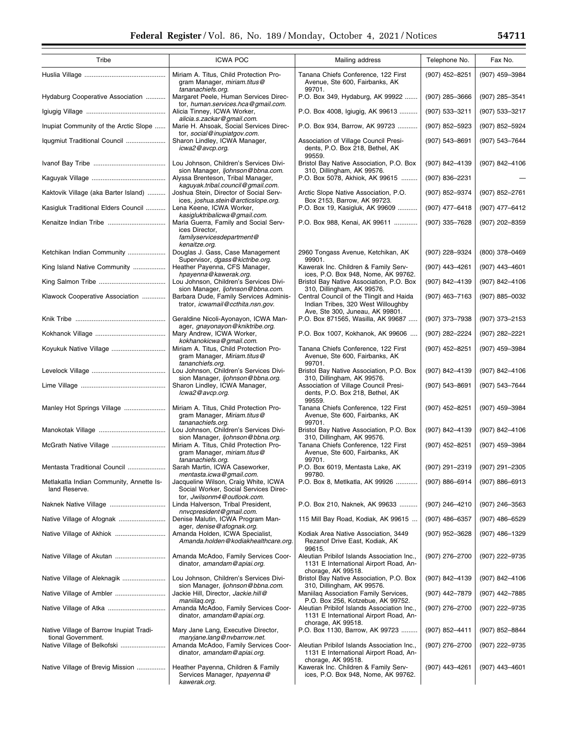| Tribe | ICWA POC | Mailing address | Telephone No. | Fax No. |
|---|---|---|---|---|
| Huslia Village | Miriam A. Titus, Child Protection Program Manager, *miriam.titus@tananachiefs.org*. | Tanana Chiefs Conference, 122 First Avenue, Ste 600, Fairbanks, AK 99701. | (907) 452–8251 | (907) 459–3984 |
| Hydaburg Cooperative Association | Margaret Peele, Human Services Director, *human.services.hca@gmail.com*. | P.O. Box 349, Hydaburg, AK 99922 | (907) 285–3666 | (907) 285–3541 |
| Igiugig Village | Alicia Tinney, ICWA Worker, *alicia.s.zackar@gmail.com*. | P.O. Box 4008, Igiugig, AK 99613 | (907) 533–3211 | (907) 533–3217 |
| Inupiat Community of the Arctic Slope | Marie H. Ahsoak, Social Services Director, *social@inupiatgov.com*. | P.O. Box 934, Barrow, AK 99723 | (907) 852–5923 | (907) 852–5924 |
| Iqugmiut Traditional Council | Sharon Lindley, ICWA Manager, *icwa2@avcp.org*. | Association of Village Council Presidents, P.O. Box 218, Bethel, AK 99559. | (907) 543–8691 | (907) 543–7644 |
| Ivanof Bay Tribe | Lou Johnson, Children's Services Division Manager, *ljohnson@bbna.com*. | Bristol Bay Native Association, P.O. Box 310, Dillingham, AK 99576. | (907) 842–4139 | (907) 842–4106 |
| Kaguyak Village | Alyssa Brenteson, Tribal Manager, *kaguyak.tribal.council@gmail.com*. | P.O. Box 5078, Akhiok, AK 99615 | (907) 836–2231 | — |
| Kaktovik Village (aka Barter Island) | Joshua Stein, Director of Social Services, *joshua.stein@arcticslope.org*. | Arctic Slope Native Association, P.O. Box 2153, Barrow, AK 99723. | (907) 852–9374 | (907) 852–2761 |
| Kasigluk Traditional Elders Council | Lena Keene, ICWA Worker, *kasigluktribalicwa@gmail.com*. | P.O. Box 19, Kasigluk, AK 99609 | (907) 477–6418 | (907) 477–6412 |
| Kenaitze Indian Tribe | Maria Guerra, Family and Social Services Director, *familyservicesdepartment@kenaitze.org*. | P.O. Box 988, Kenai, AK 99611 | (907) 335–7628 | (907) 202–8359 |
| Ketchikan Indian Community | Douglas J. Gass, Case Management Supervisor, *dgass@kictribe.org*. | 2960 Tongass Avenue, Ketchikan, AK 99901. | (907) 228–9324 | (800) 378–0469 |
| King Island Native Community | Heather Payenna, CFS Manager, *hpayenna@kawerak.org*. | Kawerak Inc. Children & Family Services, P.O. Box 948, Nome, AK 99762. | (907) 443–4261 | (907) 443–4601 |
| King Salmon Tribe | Lou Johnson, Children's Services Division Manager, *ljohnson@bbna.com*. | Bristol Bay Native Association, P.O. Box 310, Dillingham, AK 99576. | (907) 842–4139 | (907) 842–4106 |
| Klawock Cooperative Association | Barbara Dude, Family Services Administrator, *icwamail@ccthita.nsn.gov*. | Central Council of the Tlingit and Haida Indian Tribes, 320 West Willoughby Ave, Ste 300, Juneau, AK 99801. | (907) 463–7163 | (907) 885–0032 |
| Knik Tribe | Geraldine Nicoli-Ayonayon, ICWA Manager, *gnayonayon@kniktribe.org*. | P.O. Box 871565, Wasilla, AK 99687 | (907) 373–7938 | (907) 373–2153 |
| Kokhanok Village | Mary Andrew, ICWA Worker, *kokhanokicwa@gmail.com*. | P.O. Box 1007, Kokhanok, AK 99606 | (907) 282–2224 | (907) 282–2221 |
| Koyukuk Native Village | Miriam A. Titus, Child Protection Program Manager, *Miriam.titus@tananchiefs.org*. | Tanana Chiefs Conference, 122 First Avenue, Ste 600, Fairbanks, AK 99701. | (907) 452–8251 | (907) 459–3984 |
| Levelock Village | Lou Johnson, Children's Services Division Manager, *ljohnson@bbna.org*. | Bristol Bay Native Association, P.O. Box 310, Dillingham, AK 99576. | (907) 842–4139 | (907) 842–4106 |
| Lime Village | Sharon Lindley, ICWA Manager, *Icwa2@avcp.org*. | Association of Village Council Presidents, P.O. Box 218, Bethel, AK 99559. | (907) 543–8691 | (907) 543–7644 |
| Manley Hot Springs Village | Miriam A. Titus, Child Protection Program Manager, *Miriam.titus@tananachiefs.org*. | Tanana Chiefs Conference, 122 First Avenue, Ste 600, Fairbanks, AK 99701. | (907) 452–8251 | (907) 459–3984 |
| Manokotak Village | Lou Johnson, Children's Services Division Manager, *ljohnson@bbna.org*. | Bristol Bay Native Association, P.O. Box 310, Dillingham, AK 99576. | (907) 842–4139 | (907) 842–4106 |
| McGrath Native Village | Miriam A. Titus, Child Protection Program Manager, *miriam.titus@tananachiefs.org*. | Tanana Chiefs Conference, 122 First Avenue, Ste 600, Fairbanks, AK 99701. | (907) 452–8251 | (907) 459–3984 |
| Mentasta Traditional Council | Sarah Martin, ICWA Caseworker, *mentasta.icwa@gmail.com*. | P.O. Box 6019, Mentasta Lake, AK 99780. | (907) 291–2319 | (907) 291–2305 |
| Metlakatla Indian Community, Annette Island Reserve. | Jacqueline Wilson, Craig White, ICWA Social Worker, Social Services Director, *Jwilsonm4@outlook.com*. | P.O. Box 8, Metlkatla, AK 99926 | (907) 886–6914 | (907) 886–6913 |
| Naknek Native Village | Linda Halverson, Tribal President, *nnvcpresident@gmail.com*. | P.O. Box 210, Naknek, AK 99633 | (907) 246–4210 | (907) 246–3563 |
| Native Village of Afognak | Denise Malutin, ICWA Program Manager, *denise@afognak.org*. | 115 Mill Bay Road, Kodiak, AK 99615 | (907) 486–6357 | (907) 486–6529 |
| Native Village of Akhiok | Amanda Holden, ICWA Specialist, *Amanda.holden@kodiakhealthcare.org*. | Kodiak Area Native Association, 3449 Rezanof Drive East, Kodiak, AK 99615. | (907) 952–3628 | (907) 486–1329 |
| Native Village of Akutan | Amanda McAdoo, Family Services Coordinator, *amandam@apiai.org*. | Aleutian Pribilof Islands Association Inc., 1131 E International Airport Road, Anchorage, AK 99518. | (907) 276–2700 | (907) 222–9735 |
| Native Village of Aleknagik | Lou Johnson, Children's Services Division Manager, *ljohnson@bbna.com*. | Bristol Bay Native Association, P.O. Box 310, Dillingham, AK 99576. | (907) 842–4139 | (907) 842–4106 |
| Native Village of Ambler | Jackie Hill, Director, *Jackie.hill@maniilaq.org*. | Maniilaq Association Family Services, P.O. Box 256, Kotzebue, AK 99752. | (907) 442–7879 | (907) 442–7885 |
| Native Village of Atka | Amanda McAdoo, Family Services Coordinator, *amandam@apiai.org*. | Aleutian Pribilof Islands Association Inc., 1131 E International Airport Road, Anchorage, AK 99518. | (907) 276–2700 | (907) 222–9735 |
| Native Village of Barrow Inupiat Traditional Government. | Mary Jane Lang, Executive Director, *maryjane.lang@nvbarrow.net*. | P.O. Box 1130, Barrow, AK 99723 | (907) 852–4411 | (907) 852–8844 |
| Native Village of Belkofski | Amanda McAdoo, Family Services Coordinator, *amandam@apiai.org*. | Aleutian Pribilof Islands Association Inc., 1131 E International Airport Road, Anchorage, AK 99518. | (907) 276–2700 | (907) 222–9735 |
| Native Village of Brevig Mission | Heather Payenna, Children & Family Services Manager, *hpayenna@kawerak.org*. | Kawerak Inc. Children & Family Services, P.O. Box 948, Nome, AK 99762. | (907) 443–4261 | (907) 443–4601 |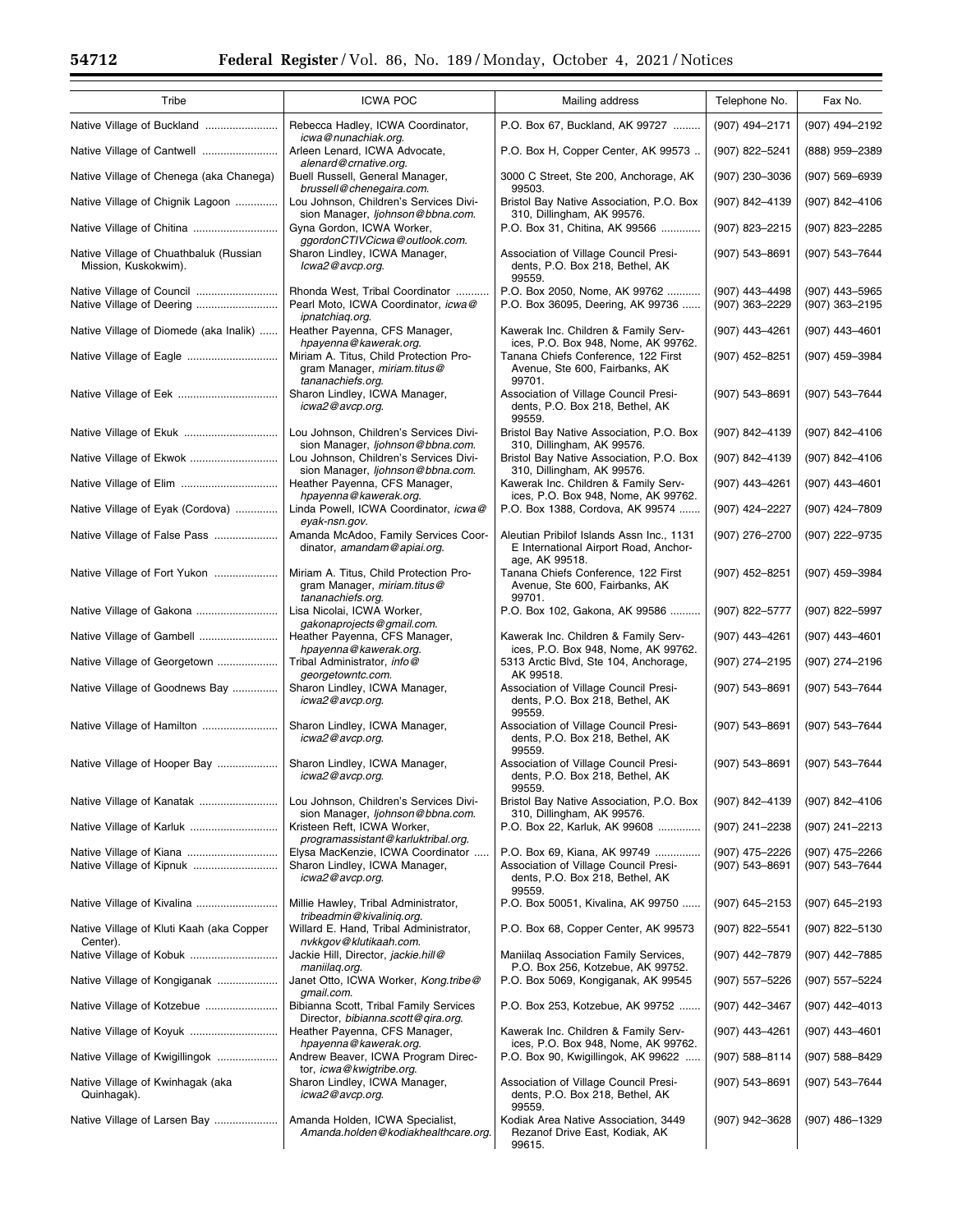| Tribe | ICWA POC | Mailing address | Telephone No. | Fax No. |
|---|---|---|---|---|
| Native Village of Buckland | Rebecca Hadley, ICWA Coordinator, *icwa@nunachiak.org*. | P.O. Box 67, Buckland, AK 99727 | (907) 494–2171 | (907) 494–2192 |
| Native Village of Cantwell | Arleen Lenard, ICWA Advocate, *alenard@crnative.org*. | P.O. Box H, Copper Center, AK 99573 | (907) 822–5241 | (888) 959–2389 |
| Native Village of Chenega (aka Chanega) | Buell Russell, General Manager, *brussell@chenegaira.com*. | 3000 C Street, Ste 200, Anchorage, AK 99503. | (907) 230–3036 | (907) 569–6939 |
| Native Village of Chignik Lagoon | Lou Johnson, Children's Services Division Manager, *ljohnson@bbna.com*. | Bristol Bay Native Association, P.O. Box 310, Dillingham, AK 99576. | (907) 842–4139 | (907) 842–4106 |
| Native Village of Chitina | Gyna Gordon, ICWA Worker, *ggordonCTIVCicwa@outlook.com*. | P.O. Box 31, Chitina, AK 99566 | (907) 823–2215 | (907) 823–2285 |
| Native Village of Chuathbaluk (Russian Mission, Kuskokwim). | Sharon Lindley, ICWA Manager, *Icwa2@avcp.org*. | Association of Village Council Presidents, P.O. Box 218, Bethel, AK 99559. | (907) 543–8691 | (907) 543–7644 |
| Native Village of Council | Rhonda West, Tribal Coordinator | P.O. Box 2050, Nome, AK 99762 | (907) 443–4498 | (907) 443–5965 |
| Native Village of Deering | Pearl Moto, ICWA Coordinator, *icwa@ipnatchiaq.org*. | P.O. Box 36095, Deering, AK 99736 | (907) 363–2229 | (907) 363–2195 |
| Native Village of Diomede (aka Inalik) | Heather Payenna, CFS Manager, *hpayenna@kawerak.org*. | Kawerak Inc. Children & Family Services, P.O. Box 948, Nome, AK 99762. | (907) 443–4261 | (907) 443–4601 |
| Native Village of Eagle | Miriam A. Titus, Child Protection Program Manager, *miriam.titus@tananachiefs.org*. | Tanana Chiefs Conference, 122 First Avenue, Ste 600, Fairbanks, AK 99701. | (907) 452–8251 | (907) 459–3984 |
| Native Village of Eek | Sharon Lindley, ICWA Manager, *icwa2@avcp.org*. | Association of Village Council Presidents, P.O. Box 218, Bethel, AK 99559. | (907) 543–8691 | (907) 543–7644 |
| Native Village of Ekuk | Lou Johnson, Children's Services Division Manager, *ljohnson@bbna.com*. | Bristol Bay Native Association, P.O. Box 310, Dillingham, AK 99576. | (907) 842–4139 | (907) 842–4106 |
| Native Village of Ekwok | Lou Johnson, Children's Services Division Manager, *ljohnson@bbna.com*. | Bristol Bay Native Association, P.O. Box 310, Dillingham, AK 99576. | (907) 842–4139 | (907) 842–4106 |
| Native Village of Elim | Heather Payenna, CFS Manager, *hpayenna@kawerak.org*. | Kawerak Inc. Children & Family Services, P.O. Box 948, Nome, AK 99762. | (907) 443–4261 | (907) 443–4601 |
| Native Village of Eyak (Cordova) | Linda Powell, ICWA Coordinator, *icwa@eyak-nsn.gov*. | P.O. Box 1388, Cordova, AK 99574 | (907) 424–2227 | (907) 424–7809 |
| Native Village of False Pass | Amanda McAdoo, Family Services Coordinator, *amandam@apiai.org*. | Aleutian Pribilof Islands Assn Inc., 1131 E International Airport Road, Anchorage, AK 99518. | (907) 276–2700 | (907) 222–9735 |
| Native Village of Fort Yukon | Miriam A. Titus, Child Protection Program Manager, *miriam.titus@tananachiefs.org*. | Tanana Chiefs Conference, 122 First Avenue, Ste 600, Fairbanks, AK 99701. | (907) 452–8251 | (907) 459–3984 |
| Native Village of Gakona | Lisa Nicolai, ICWA Worker, *gakonaprojects@gmail.com*. | P.O. Box 102, Gakona, AK 99586 | (907) 822–5777 | (907) 822–5997 |
| Native Village of Gambell | Heather Payenna, CFS Manager, *hpayenna@kawerak.org*. | Kawerak Inc. Children & Family Services, P.O. Box 948, Nome, AK 99762. | (907) 443–4261 | (907) 443–4601 |
| Native Village of Georgetown | Tribal Administrator, *info@georgetowntc.com*. | 5313 Arctic Blvd, Ste 104, Anchorage, AK 99518. | (907) 274–2195 | (907) 274–2196 |
| Native Village of Goodnews Bay | Sharon Lindley, ICWA Manager, *icwa2@avcp.org*. | Association of Village Council Presidents, P.O. Box 218, Bethel, AK 99559. | (907) 543–8691 | (907) 543–7644 |
| Native Village of Hamilton | Sharon Lindley, ICWA Manager, *icwa2@avcp.org*. | Association of Village Council Presidents, P.O. Box 218, Bethel, AK 99559. | (907) 543–8691 | (907) 543–7644 |
| Native Village of Hooper Bay | Sharon Lindley, ICWA Manager, *icwa2@avcp.org*. | Association of Village Council Presidents, P.O. Box 218, Bethel, AK 99559. | (907) 543–8691 | (907) 543–7644 |
| Native Village of Kanatak | Lou Johnson, Children's Services Division Manager, *ljohnson@bbna.com*. | Bristol Bay Native Association, P.O. Box 310, Dillingham, AK 99576. | (907) 842–4139 | (907) 842–4106 |
| Native Village of Karluk | Kristeen Reft, ICWA Worker, *programassistant@karluktribal.org*. | P.O. Box 22, Karluk, AK 99608 | (907) 241–2238 | (907) 241–2213 |
| Native Village of Kiana | Elysa MacKenzie, ICWA Coordinator | P.O. Box 69, Kiana, AK 99749 | (907) 475–2226 | (907) 475–2266 |
| Native Village of Kipnuk | Sharon Lindley, ICWA Manager, *icwa2@avcp.org*. | Association of Village Council Presidents, P.O. Box 218, Bethel, AK 99559. | (907) 543–8691 | (907) 543–7644 |
| Native Village of Kivalina | Millie Hawley, Tribal Administrator, *tribeadmin@kivaliniq.org*. | P.O. Box 50051, Kivalina, AK 99750 | (907) 645–2153 | (907) 645–2193 |
| Native Village of Kluti Kaah (aka Copper Center). | Willard E. Hand, Tribal Administrator, *nvkkgov@klutikaah.com*. | P.O. Box 68, Copper Center, AK 99573 | (907) 822–5541 | (907) 822–5130 |
| Native Village of Kobuk | Jackie Hill, Director, *jackie.hill@maniilaq.org*. | Maniilaq Association Family Services, P.O. Box 256, Kotzebue, AK 99752. | (907) 442–7879 | (907) 442–7885 |
| Native Village of Kongiganak | Janet Otto, ICWA Worker, *Kong.tribe@gmail.com*. | P.O. Box 5069, Kongiganak, AK 99545 | (907) 557–5226 | (907) 557–5224 |
| Native Village of Kotzebue | Bibianna Scott, Tribal Family Services Director, *bibianna.scott@qira.org*. | P.O. Box 253, Kotzebue, AK 99752 | (907) 442–3467 | (907) 442–4013 |
| Native Village of Koyuk | Heather Payenna, CFS Manager, *hpayenna@kawerak.org*. | Kawerak Inc. Children & Family Services, P.O. Box 948, Nome, AK 99762. | (907) 443–4261 | (907) 443–4601 |
| Native Village of Kwigillingok | Andrew Beaver, ICWA Program Director, *icwa@kwigtribe.org*. | P.O. Box 90, Kwigillingok, AK 99622 | (907) 588–8114 | (907) 588–8429 |
| Native Village of Kwinhagak (aka Quinhagak). | Sharon Lindley, ICWA Manager, *icwa2@avcp.org*. | Association of Village Council Presidents, P.O. Box 218, Bethel, AK 99559. | (907) 543–8691 | (907) 543–7644 |
| Native Village of Larsen Bay | Amanda Holden, ICWA Specialist, *Amanda.holden@kodiakhealthcare.org*. | Kodiak Area Native Association, 3449 Rezanof Drive East, Kodiak, AK 99615. | (907) 942–3628 | (907) 486–1329 |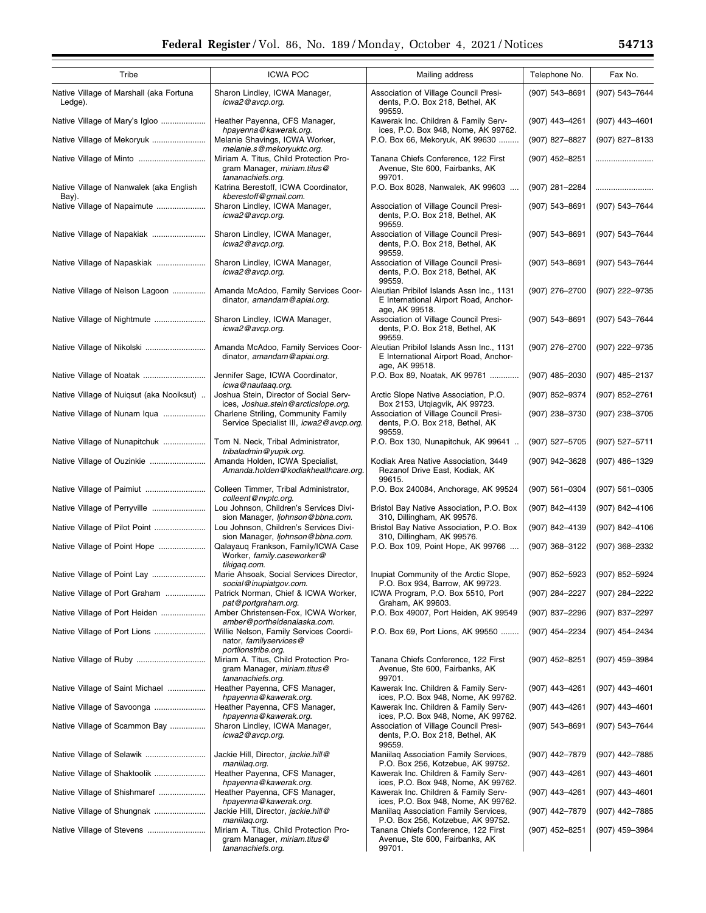| Tribe | ICWA POC | Mailing address | Telephone No. | Fax No. |
|---|---|---|---|---|
| Native Village of Marshall (aka Fortuna Ledge). | Sharon Lindley, ICWA Manager, *icwa2@avcp.org*. | Association of Village Council Presidents, P.O. Box 218, Bethel, AK 99559. | (907) 543–8691 | (907) 543–7644 |
| Native Village of Mary's Igloo | Heather Payenna, CFS Manager, *hpayenna@kawerak.org*. | Kawerak Inc. Children & Family Services, P.O. Box 948, Nome, AK 99762. | (907) 443–4261 | (907) 443–4601 |
| Native Village of Mekoryuk | Melanie Shavings, ICWA Worker, *melanie.s@mekoryuktc.org*. | P.O. Box 66, Mekoryuk, AK 99630 | (907) 827–8827 | (907) 827–8133 |
| Native Village of Minto | Miriam A. Titus, Child Protection Program Manager, *miriam.titus@tananachiefs.org*. | Tanana Chiefs Conference, 122 First Avenue, Ste 600, Fairbanks, AK 99701. | (907) 452–8251 | |
| Native Village of Nanwalek (aka English Bay). | Katrina Berestoff, ICWA Coordinator, *kberestoff@gmail.com*. | P.O. Box 8028, Nanwalek, AK 99603 | (907) 281–2284 | |
| Native Village of Napaimute | Sharon Lindley, ICWA Manager, *icwa2@avcp.org*. | Association of Village Council Presidents, P.O. Box 218, Bethel, AK 99559. | (907) 543–8691 | (907) 543–7644 |
| Native Village of Napakiak | Sharon Lindley, ICWA Manager, *icwa2@avcp.org*. | Association of Village Council Presidents, P.O. Box 218, Bethel, AK 99559. | (907) 543–8691 | (907) 543–7644 |
| Native Village of Napaskiak | Sharon Lindley, ICWA Manager, *icwa2@avcp.org*. | Association of Village Council Presidents, P.O. Box 218, Bethel, AK 99559. | (907) 543–8691 | (907) 543–7644 |
| Native Village of Nelson Lagoon | Amanda McAdoo, Family Services Coordinator, *amandam@apiai.org*. | Aleutian Pribilof Islands Assn Inc., 1131 E International Airport Road, Anchorage, AK 99518. | (907) 276–2700 | (907) 222–9735 |
| Native Village of Nightmute | Sharon Lindley, ICWA Manager, *icwa2@avcp.org*. | Association of Village Council Presidents, P.O. Box 218, Bethel, AK 99559. | (907) 543–8691 | (907) 543–7644 |
| Native Village of Nikolski | Amanda McAdoo, Family Services Coordinator, *amandam@apiai.org*. | Aleutian Pribilof Islands Assn Inc., 1131 E International Airport Road, Anchorage, AK 99518. | (907) 276–2700 | (907) 222–9735 |
| Native Village of Noatak | Jennifer Sage, ICWA Coordinator, *icwa@nautaaq.org*. | P.O. Box 89, Noatak, AK 99761 | (907) 485–2030 | (907) 485–2137 |
| Native Village of Nuiqsut (aka Nooiksut) | Joshua Stein, Director of Social Services, *Joshua.stein@arcticslope.org*. | Arctic Slope Native Association, P.O. Box 2153, Utqiagvik, AK 99723. | (907) 852–9374 | (907) 852–2761 |
| Native Village of Nunam Iqua | Charlene Striling, Community Family Service Specialist III, *icwa2@avcp.org*. | Association of Village Council Presidents, P.O. Box 218, Bethel, AK 99559. | (907) 238–3730 | (907) 238–3705 |
| Native Village of Nunapitchuk | Tom N. Neck, Tribal Administrator, *tribaladmin@yupik.org*. | P.O. Box 130, Nunapitchuk, AK 99641 | (907) 527–5705 | (907) 527–5711 |
| Native Village of Ouzinkie | Amanda Holden, ICWA Specialist, *Amanda.holden@kodiakhealthcare.org*. | Kodiak Area Native Association, 3449 Rezanof Drive East, Kodiak, AK 99615. | (907) 942–3628 | (907) 486–1329 |
| Native Village of Paimiut | Colleen Timmer, Tribal Administrator, *colleent@nvptc.org*. | P.O. Box 240084, Anchorage, AK 99524 | (907) 561–0304 | (907) 561–0305 |
| Native Village of Perryville | Lou Johnson, Children's Services Division Manager, *ljohnson@bbna.com*. | Bristol Bay Native Association, P.O. Box 310, Dillingham, AK 99576. | (907) 842–4139 | (907) 842–4106 |
| Native Village of Pilot Point | Lou Johnson, Children's Services Division Manager, *ljohnson@bbna.com*. | Bristol Bay Native Association, P.O. Box 310, Dillingham, AK 99576. | (907) 842–4139 | (907) 842–4106 |
| Native Village of Point Hope | Qalayauq Frankson, Family/ICWA Case Worker, *family.caseworker@tikigaq.com*. | P.O. Box 109, Point Hope, AK 99766 | (907) 368–3122 | (907) 368–2332 |
| Native Village of Point Lay | Marie Ahsoak, Social Services Director, *social@inupiatgov.com*. | Inupiat Community of the Arctic Slope, P.O. Box 934, Barrow, AK 99723. | (907) 852–5923 | (907) 852–5924 |
| Native Village of Port Graham | Patrick Norman, Chief & ICWA Worker, *pat@portgraham.org*. | ICWA Program, P.O. Box 5510, Port Graham, AK 99603. | (907) 284–2227 | (907) 284–2222 |
| Native Village of Port Heiden | Amber Christensen-Fox, ICWA Worker, *amber@portheidenalaska.com*. | P.O. Box 49007, Port Heiden, AK 99549 | (907) 837–2296 | (907) 837–2297 |
| Native Village of Port Lions | Willie Nelson, Family Services Coordinator, *familyservices@portlionstribe.org*. | P.O. Box 69, Port Lions, AK 99550 | (907) 454–2234 | (907) 454–2434 |
| Native Village of Ruby | Miriam A. Titus, Child Protection Program Manager, *miriam.titus@tananachiefs.org*. | Tanana Chiefs Conference, 122 First Avenue, Ste 600, Fairbanks, AK 99701. | (907) 452–8251 | (907) 459–3984 |
| Native Village of Saint Michael | Heather Payenna, CFS Manager, *hpayenna@kawerak.org*. | Kawerak Inc. Children & Family Services, P.O. Box 948, Nome, AK 99762. | (907) 443–4261 | (907) 443–4601 |
| Native Village of Savoonga | Heather Payenna, CFS Manager, *hpayenna@kawerak.org*. | Kawerak Inc. Children & Family Services, P.O. Box 948, Nome, AK 99762. | (907) 443–4261 | (907) 443–4601 |
| Native Village of Scammon Bay | Sharon Lindley, ICWA Manager, *icwa2@avcp.org*. | Association of Village Council Presidents, P.O. Box 218, Bethel, AK 99559. | (907) 543–8691 | (907) 543–7644 |
| Native Village of Selawik | Jackie Hill, Director, *jackie.hill@maniilaq.org*. | Maniilaq Association Family Services, P.O. Box 256, Kotzebue, AK 99752. | (907) 442–7879 | (907) 442–7885 |
| Native Village of Shaktoolik | Heather Payenna, CFS Manager, *hpayenna@kawerak.org*. | Kawerak Inc. Children & Family Services, P.O. Box 948, Nome, AK 99762. | (907) 443–4261 | (907) 443–4601 |
| Native Village of Shishmaref | Heather Payenna, CFS Manager, *hpayenna@kawerak.org*. | Kawerak Inc. Children & Family Services, P.O. Box 948, Nome, AK 99762. | (907) 443–4261 | (907) 443–4601 |
| Native Village of Shungnak | Jackie Hill, Director, *jackie.hill@maniilaq.org*. | Maniilaq Association Family Services, P.O. Box 256, Kotzebue, AK 99752. | (907) 442–7879 | (907) 442–7885 |
| Native Village of Stevens | Miriam A. Titus, Child Protection Program Manager, *miriam.titus@tananachiefs.org*. | Tanana Chiefs Conference, 122 First Avenue, Ste 600, Fairbanks, AK 99701. | (907) 452–8251 | (907) 459–3984 |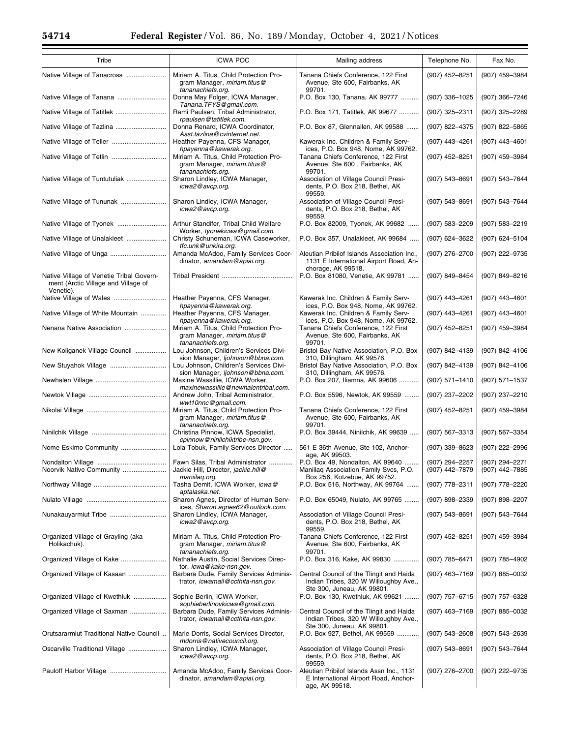| Tribe | ICWA POC | Mailing address | Telephone No. | Fax No. |
|---|---|---|---|---|
| Native Village of Tanacross | Miriam A. Titus, Child Protection Program Manager, *miriam.titus@tananachiefs.org*. | Tanana Chiefs Conference, 122 First Avenue, Ste 600, Fairbanks, AK 99701. | (907) 452–8251 | (907) 459–3984 |
| Native Village of Tanana | Donna May Folger, ICWA Manager, *Tanana.TFYS@gmail.com*. | P.O. Box 130, Tanana, AK 99777 | (907) 336–1025 | (907) 366–7246 |
| Native Village of Tatitlek | Rami Paulsen, Tribal Administrator, *rpaulsen@tatitlek.com*. | P.O. Box 171, Tatitlek, AK 99677 | (907) 325–2311 | (907) 325–2289 |
| Native Village of Tazlina | Donna Renard, ICWA Coordinator, *Asst.tazlina@cvinternet.net*. | P.O. Box 87, Glennallen, AK 99588 | (907) 822–4375 | (907) 822–5865 |
| Native Village of Teller | Heather Payenna, CFS Manager, *hpayenna@kawerak.org*. | Kawerak Inc. Children & Family Services, P.O. Box 948, Nome, AK 99762. | (907) 443–4261 | (907) 443–4601 |
| Native Village of Tetlin | Miriam A. Titus, Child Protection Program Manager, *miriam.titus@tananachiefs.org*. | Tanana Chiefs Conference, 122 First Avenue, Ste 600 , Fairbanks, AK 99701. | (907) 452–8251 | (907) 459–3984 |
| Native Village of Tuntutuliak | Sharon Lindley, ICWA Manager, *icwa2@avcp.org*. | Association of Village Council Presidents, P.O. Box 218, Bethel, AK 99559. | (907) 543–8691 | (907) 543–7644 |
| Native Village of Tununak | Sharon Lindley, ICWA Manager, *icwa2@avcp.org*. | Association of Village Council Presidents, P.O. Box 218, Bethel, AK 99559. | (907) 543–8691 | (907) 543–7644 |
| Native Village of Tyonek | Arthur Standifer, Tribal Child Welfare Worker, *tyonekicwa@gmail.com*. | P.O. Box 82009, Tyonek, AK 99682 | (907) 583–2209 | (907) 583–2219 |
| Native Village of Unalakleet | Christy Schuneman, ICWA Caseworker, *tfc.unk@unkira.org*. | P.O. Box 357, Unalakleet, AK 99684 | (907) 624–3622 | (907) 624–5104 |
| Native Village of Unga | Amanda McAdoo, Family Services Coordinator, *amandam@apiai.org*. | Aleutian Pribilof Islands Association Inc., 1131 E International Airport Road, Anchorage, AK 99518. | (907) 276–2700 | (907) 222–9735 |
| Native Village of Venetie Tribal Government (Arctic Village and Village of Venetie). | Tribal President | P.O. Box 81080, Venetie, AK 99781 | (907) 849–8454 | (907) 849–8216 |
| Native Village of Wales | Heather Payenna, CFS Manager, *hpayenna@kawerak.org*. | Kawerak Inc. Children & Family Services, P.O. Box 948, Nome, AK 99762. | (907) 443–4261 | (907) 443–4601 |
| Native Village of White Mountain | Heather Payenna, CFS Manager, *hpayenna@kawerak.org*. | Kawerak Inc. Children & Family Services, P.O. Box 948, Nome, AK 99762. | (907) 443–4261 | (907) 443–4601 |
| Nenana Native Association | Miriam A. Titus, Child Protection Program Manager, *miriam.titus@tananachiefs.org*. | Tanana Chiefs Conference, 122 First Avenue, Ste 600, Fairbanks, AK 99701. | (907) 452–8251 | (907) 459–3984 |
| New Koliganek Village Council | Lou Johnson, Children's Services Division Manager, *ljohnson@bbna.com*. | Bristol Bay Native Association, P.O. Box 310, Dillingham, AK 99576. | (907) 842–4139 | (907) 842–4106 |
| New Stuyahok Village | Lou Johnson, Children's Services Division Manager, *ljohnson@bbna.com*. | Bristol Bay Native Association, P.O. Box 310, Dillingham, AK 99576. | (907) 842–4139 | (907) 842–4106 |
| Newhalen Village | Maxine Wassillie, ICWA Worker, *maxinewassillie@newhalentribal.com*. | P.O. Box 207, Iliamna, AK 99606 | (907) 571–1410 | (907) 571–1537 |
| Newtok Village | Andrew John, Tribal Administrator, *wwt10nnc@gmail.com*. | P.O. Box 5596, Newtok, AK 99559 | (907) 237–2202 | (907) 237–2210 |
| Nikolai Village | Miriam A. Titus, Child Protection Program Manager, *miriam.titus@tananachiefs.org*. | Tanana Chiefs Conference, 122 First Avenue, Ste 600, Fairbanks, AK 99701. | (907) 452–8251 | (907) 459–3984 |
| Ninilchik Village | Christina Pinnow, ICWA Specialist, *cpinnow@ninilchiktribe-nsn.gov*. | P.O. Box 39444, Ninilchik, AK 99639 | (907) 567–3313 | (907) 567–3354 |
| Nome Eskimo Community | Lola Tobuk, Family Services Director | 561 E 36th Avenue, Ste 102, Anchorage, AK 99503. | (907) 339–8623 | (907) 222–2996 |
| Nondalton Village | Fawn Silas, Tribal Administrator | P.O. Box 49, Nondalton, AK 99640 | (907) 294–2257 | (907) 294–2271 |
| Noorvik Native Community | Jackie Hill, Director, *jackie.hill@maniilaq.org*. | Maniilaq Association Family Svcs, P.O. Box 256, Kotzebue, AK 99752. | (907) 442–7879 | (907) 442–7885 |
| Northway Village | Tasha Demit, ICWA Worker, *icwa@aptalaska.net*. | P.O. Box 516, Northway, AK 99764 | (907) 778–2311 | (907) 778–2220 |
| Nulato Village | Sharon Agnes, Director of Human Services, *Sharon.agnes62@outlook.com*. | P.O. Box 65049, Nulato, AK 99765 | (907) 898–2339 | (907) 898–2207 |
| Nunakauyarmiut Tribe | Sharon Lindley, ICWA Manager, *icwa2@avcp.org*. | Association of Village Council Presidents, P.O. Box 218, Bethel, AK 99559. | (907) 543–8691 | (907) 543–7644 |
| Organized Village of Grayling (aka Holikachuk). | Miriam A. Titus, Child Protection Program Manager, *miriam.titus@tananachiefs.org*. | Tanana Chiefs Conference, 122 First Avenue, Ste 600, Fairbanks, AK 99701. | (907) 452–8251 | (907) 459–3984 |
| Organized Village of Kake | Nathalie Austin, Social Services Director, *icwa@kake-nsn.gov*. | P.O. Box 316, Kake, AK 99830 | (907) 785–6471 | (907) 785–4902 |
| Organized Village of Kasaan | Barbara Dude, Family Services Administrator, *icwamail@ccthita-nsn.gov*. | Central Council of the Tlingit and Haida Indian Tribes, 320 W Willoughby Ave., Ste 300, Juneau, AK 99801. | (907) 463–7169 | (907) 885–0032 |
| Organized Village of Kwethluk | Sophie Berlin, ICWA Worker, *sophieberlinovkicwa@gmail.com*. | P.O. Box 130, Kwethluk, AK 99621 | (907) 757–6715 | (907) 757–6328 |
| Organized Village of Saxman | Barbara Dude, Family Services Administrator, *icwamail@ccthita-nsn.gov*. | Central Council of the Tlingit and Haida Indian Tribes, 320 W Willoughby Ave., Ste 300, Juneau, AK 99801. | (907) 463–7169 | (907) 885–0032 |
| Orutsararmiut Traditional Native Council | Marie Dorris, Social Services Director, *mdorris@nativecouncil.org*. | P.O. Box 927, Bethel, AK 99559 | (907) 543–2608 | (907) 543–2639 |
| Oscarville Traditional Village | Sharon Lindley, ICWA Manager, *icwa2@avcp.org*. | Association of Village Council Presidents, P.O. Box 218, Bethel, AK 99559. | (907) 543–8691 | (907) 543–7644 |
| Pauloff Harbor Village | Amanda McAdoo, Family Services Coordinator, *amandam@apiai.org*. | Aleutian Pribilof Islands Assn Inc., 1131 E International Airport Road, Anchorage, AK 99518. | (907) 276–2700 | (907) 222–9735 |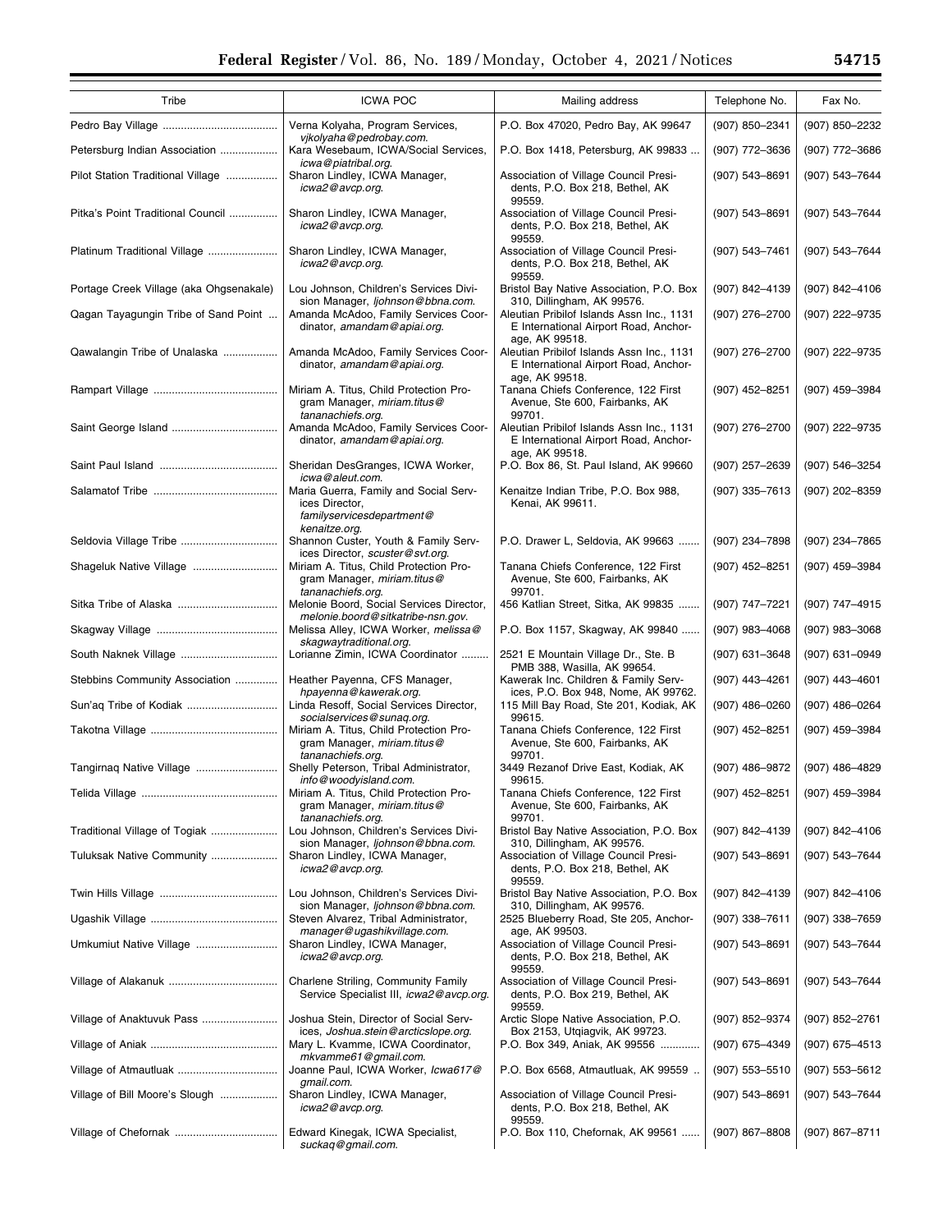| Tribe | ICWA POC | Mailing address | Telephone No. | Fax No. |
|---|---|---|---|---|
| Pedro Bay Village | Verna Kolyaha, Program Services, *vjkolyaha@pedrobay.com.* | P.O. Box 47020, Pedro Bay, AK 99647 | (907) 850–2341 | (907) 850–2232 |
| Petersburg Indian Association | Kara Wesebaum, ICWA/Social Services, *icwa@piatribal.org.* | P.O. Box 1418, Petersburg, AK 99833 | (907) 772–3636 | (907) 772–3686 |
| Pilot Station Traditional Village | Sharon Lindley, ICWA Manager, *icwa2@avcp.org.* | Association of Village Council Presidents, P.O. Box 218, Bethel, AK 99559. | (907) 543–8691 | (907) 543–7644 |
| Pitka's Point Traditional Council | Sharon Lindley, ICWA Manager, *icwa2@avcp.org.* | Association of Village Council Presidents, P.O. Box 218, Bethel, AK 99559. | (907) 543–8691 | (907) 543–7644 |
| Platinum Traditional Village | Sharon Lindley, ICWA Manager, *icwa2@avcp.org.* | Association of Village Council Presidents, P.O. Box 218, Bethel, AK 99559. | (907) 543–7461 | (907) 543–7644 |
| Portage Creek Village (aka Ohgsenakale) | Lou Johnson, Children's Services Division Manager, *ljohnson@bbna.com.* | Bristol Bay Native Association, P.O. Box 310, Dillingham, AK 99576. | (907) 842–4139 | (907) 842–4106 |
| Qagan Tayagungin Tribe of Sand Point | Amanda McAdoo, Family Services Coordinator, *amandam@apiai.org.* | Aleutian Pribilof Islands Assn Inc., 1131 E International Airport Road, Anchorage, AK 99518. | (907) 276–2700 | (907) 222–9735 |
| Qawalangin Tribe of Unalaska | Amanda McAdoo, Family Services Coordinator, *amandam@apiai.org.* | Aleutian Pribilof Islands Assn Inc., 1131 E International Airport Road, Anchorage, AK 99518. | (907) 276–2700 | (907) 222–9735 |
| Rampart Village | Miriam A. Titus, Child Protection Program Manager, *miriam.titus@tananachiefs.org.* | Tanana Chiefs Conference, 122 First Avenue, Ste 600, Fairbanks, AK 99701. | (907) 452–8251 | (907) 459–3984 |
| Saint George Island | Amanda McAdoo, Family Services Coordinator, *amandam@apiai.org.* | Aleutian Pribilof Islands Assn Inc., 1131 E International Airport Road, Anchorage, AK 99518. | (907) 276–2700 | (907) 222–9735 |
| Saint Paul Island | Sheridan DesGranges, ICWA Worker, *icwa@aleut.com.* | P.O. Box 86, St. Paul Island, AK 99660 | (907) 257–2639 | (907) 546–3254 |
| Salamatof Tribe | Maria Guerra, Family and Social Services Director, *familyservicesdepartment@kenaitze.org.* | Kenaitze Indian Tribe, P.O. Box 988, Kenai, AK 99611. | (907) 335–7613 | (907) 202–8359 |
| Seldovia Village Tribe | Shannon Custer, Youth & Family Services Director, *scuster@svt.org.* | P.O. Drawer L, Seldovia, AK 99663 | (907) 234–7898 | (907) 234–7865 |
| Shageluk Native Village | Miriam A. Titus, Child Protection Program Manager, *miriam.titus@tananachiefs.org.* | Tanana Chiefs Conference, 122 First Avenue, Ste 600, Fairbanks, AK 99701. | (907) 452–8251 | (907) 459–3984 |
| Sitka Tribe of Alaska | Melonie Boord, Social Services Director, *melonie.boord@sitkatribe-nsn.gov.* | 456 Katlian Street, Sitka, AK 99835 | (907) 747–7221 | (907) 747–4915 |
| Skagway Village | Melissa Alley, ICWA Worker, *melissa@skagwaytraditional.org.* | P.O. Box 1157, Skagway, AK 99840 | (907) 983–4068 | (907) 983–3068 |
| South Naknek Village | Lorianne Zimin, ICWA Coordinator | 2521 E Mountain Village Dr., Ste. B PMB 388, Wasilla, AK 99654. | (907) 631–3648 | (907) 631–0949 |
| Stebbins Community Association | Heather Payenna, CFS Manager, *hpayenna@kawerak.org.* | Kawerak Inc. Children & Family Services, P.O. Box 948, Nome, AK 99762. | (907) 443–4261 | (907) 443–4601 |
| Sun'aq Tribe of Kodiak | Linda Resoff, Social Services Director, *socialservices@sunaq.org.* | 115 Mill Bay Road, Ste 201, Kodiak, AK 99615. | (907) 486–0260 | (907) 486–0264 |
| Takotna Village | Miriam A. Titus, Child Protection Program Manager, *miriam.titus@tananachiefs.org.* | Tanana Chiefs Conference, 122 First Avenue, Ste 600, Fairbanks, AK 99701. | (907) 452–8251 | (907) 459–3984 |
| Tangirnaq Native Village | Shelly Peterson, Tribal Administrator, *info@woodyisland.com.* | 3449 Rezanof Drive East, Kodiak, AK 99615. | (907) 486–9872 | (907) 486–4829 |
| Telida Village | Miriam A. Titus, Child Protection Program Manager, *miriam.titus@tananachiefs.org.* | Tanana Chiefs Conference, 122 First Avenue, Ste 600, Fairbanks, AK 99701. | (907) 452–8251 | (907) 459–3984 |
| Traditional Village of Togiak | Lou Johnson, Children's Services Division Manager, *ljohnson@bbna.com.* | Bristol Bay Native Association, P.O. Box 310, Dillingham, AK 99576. | (907) 842–4139 | (907) 842–4106 |
| Tuluksak Native Community | Sharon Lindley, ICWA Manager, *icwa2@avcp.org.* | Association of Village Council Presidents, P.O. Box 218, Bethel, AK 99559. | (907) 543–8691 | (907) 543–7644 |
| Twin Hills Village | Lou Johnson, Children's Services Division Manager, *ljohnson@bbna.com.* | Bristol Bay Native Association, P.O. Box 310, Dillingham, AK 99576. | (907) 842–4139 | (907) 842–4106 |
| Ugashik Village | Steven Alvarez, Tribal Administrator, *manager@ugashikvillage.com.* | 2525 Blueberry Road, Ste 205, Anchorage, AK 99503. | (907) 338–7611 | (907) 338–7659 |
| Umkumiut Native Village | Sharon Lindley, ICWA Manager, *icwa2@avcp.org.* | Association of Village Council Presidents, P.O. Box 218, Bethel, AK 99559. | (907) 543–8691 | (907) 543–7644 |
| Village of Alakanuk | Charlene Striling, Community Family Service Specialist III, *icwa2@avcp.org.* | Association of Village Council Presidents, P.O. Box 219, Bethel, AK 99559. | (907) 543–8691 | (907) 543–7644 |
| Village of Anaktuvuk Pass | Joshua Stein, Director of Social Services, *Joshua.stein@arcticslope.org.* | Arctic Slope Native Association, P.O. Box 2153, Utqiagvik, AK 99723. | (907) 852–9374 | (907) 852–2761 |
| Village of Aniak | Mary L. Kvamme, ICWA Coordinator, *mkvamme61@gmail.com.* | P.O. Box 349, Aniak, AK 99556 | (907) 675–4349 | (907) 675–4513 |
| Village of Atmautluak | Joanne Paul, ICWA Worker, *Icwa617@gmail.com.* | P.O. Box 6568, Atmautluak, AK 99559 | (907) 553–5510 | (907) 553–5612 |
| Village of Bill Moore's Slough | Sharon Lindley, ICWA Manager, *icwa2@avcp.org.* | Association of Village Council Presidents, P.O. Box 218, Bethel, AK 99559. | (907) 543–8691 | (907) 543–7644 |
| Village of Chefornak | Edward Kinegak, ICWA Specialist, *suckaq@gmail.com.* | P.O. Box 110, Chefornak, AK 99561 | (907) 867–8808 | (907) 867–8711 |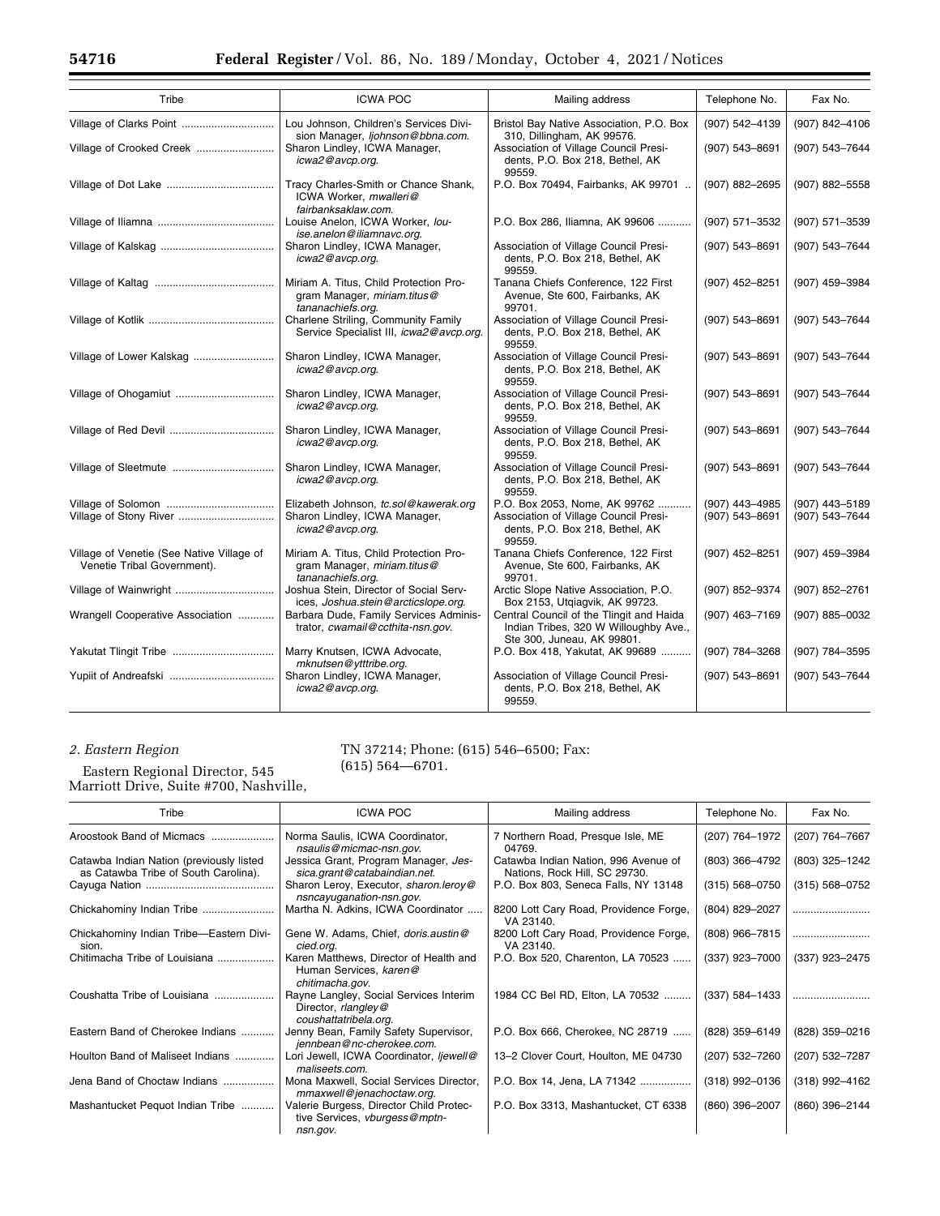| Tribe | ICWA POC | Mailing address | Telephone No. | Fax No. |
|---|---|---|---|---|
| Village of Clarks Point | Lou Johnson, Children's Services Division Manager, *ljohnson@bbna.com.* | Bristol Bay Native Association, P.O. Box 310, Dillingham, AK 99576. | (907) 542–4139 | (907) 842–4106 |
| Village of Crooked Creek | Sharon Lindley, ICWA Manager, *icwa2@avcp.org.* | Association of Village Council Presidents, P.O. Box 218, Bethel, AK 99559. | (907) 543–8691 | (907) 543–7644 |
| Village of Dot Lake | Tracy Charles-Smith or Chance Shank, ICWA Worker, *mwalleri@fairbanksaklaw.com.* | P.O. Box 70494, Fairbanks, AK 99701 | (907) 882–2695 | (907) 882–5558 |
| Village of Iliamna | Louise Anelon, ICWA Worker, *louise.anelon@iliamnavc.org.* | P.O. Box 286, Iliamna, AK 99606 | (907) 571–3532 | (907) 571–3539 |
| Village of Kalskag | Sharon Lindley, ICWA Manager, *icwa2@avcp.org.* | Association of Village Council Presidents, P.O. Box 218, Bethel, AK 99559. | (907) 543–8691 | (907) 543–7644 |
| Village of Kaltag | Miriam A. Titus, Child Protection Program Manager, *miriam.titus@tananachiefs.org.* | Tanana Chiefs Conference, 122 First Avenue, Ste 600, Fairbanks, AK 99701. | (907) 452–8251 | (907) 459–3984 |
| Village of Kotlik | Charlene Striling, Community Family Service Specialist III, *icwa2@avcp.org.* | Association of Village Council Presidents, P.O. Box 218, Bethel, AK 99559. | (907) 543–8691 | (907) 543–7644 |
| Village of Lower Kalskag | Sharon Lindley, ICWA Manager, *icwa2@avcp.org.* | Association of Village Council Presidents, P.O. Box 218, Bethel, AK 99559. | (907) 543–8691 | (907) 543–7644 |
| Village of Ohogamiut | Sharon Lindley, ICWA Manager, *icwa2@avcp.org.* | Association of Village Council Presidents, P.O. Box 218, Bethel, AK 99559. | (907) 543–8691 | (907) 543–7644 |
| Village of Red Devil | Sharon Lindley, ICWA Manager, *icwa2@avcp.org.* | Association of Village Council Presidents, P.O. Box 218, Bethel, AK 99559. | (907) 543–8691 | (907) 543–7644 |
| Village of Sleetmute | Sharon Lindley, ICWA Manager, *icwa2@avcp.org.* | Association of Village Council Presidents, P.O. Box 218, Bethel, AK 99559. | (907) 543–8691 | (907) 543–7644 |
| Village of Solomon | Elizabeth Johnson, *tc.sol@kawerak.org* | P.O. Box 2053, Nome, AK 99762 | (907) 443–4985 | (907) 443–5189 |
| Village of Stony River | Sharon Lindley, ICWA Manager, *icwa2@avcp.org.* | Association of Village Council Presidents, P.O. Box 218, Bethel, AK 99559. | (907) 543–8691 | (907) 543–7644 |
| Village of Venetie (See Native Village of Venetie Tribal Government). | Miriam A. Titus, Child Protection Program Manager, *miriam.titus@tananachiefs.org.* | Tanana Chiefs Conference, 122 First Avenue, Ste 600, Fairbanks, AK 99701. | (907) 452–8251 | (907) 459–3984 |
| Village of Wainwright | Joshua Stein, Director of Social Services, *Joshua.stein@arcticslope.org.* | Arctic Slope Native Association, P.O. Box 2153, Utqiagvik, AK 99723. | (907) 852–9374 | (907) 852–2761 |
| Wrangell Cooperative Association | Barbara Dude, Family Services Administrator, *cwamail@ccthita-nsn.gov.* | Central Council of the Tlingit and Haida Indian Tribes, 320 W Willoughby Ave., Ste 300, Juneau, AK 99801. | (907) 463–7169 | (907) 885–0032 |
| Yakutat Tlingit Tribe | Marry Knutsen, ICWA Advocate, *mknutsen@ytttribe.org.* | P.O. Box 418, Yakutat, AK 99689 | (907) 784–3268 | (907) 784–3595 |
| Yupiit of Andreafski | Sharon Lindley, ICWA Manager, *icwa2@avcp.org.* | Association of Village Council Presidents, P.O. Box 218, Bethel, AK 99559. | (907) 543–8691 | (907) 543–7644 |

*2. Eastern Region*

Eastern Regional Director, 545 Marriott Drive, Suite #700, Nashville, TN 37214; Phone: (615) 546–6500; Fax: (615) 564—6701.

| Tribe | ICWA POC | Mailing address | Telephone No. | Fax No. |
|---|---|---|---|---|
| Aroostook Band of Micmacs | Norma Saulis, ICWA Coordinator, *nsaulis@micmac-nsn.gov.* | 7 Northern Road, Presque Isle, ME 04769. | (207) 764–1972 | (207) 764–7667 |
| Catawba Indian Nation (previously listed as Catawba Tribe of South Carolina). | Jessica Grant, Program Manager, *Jessica.grant@catabaindian.net.* | Catawba Indian Nation, 996 Avenue of Nations, Rock Hill, SC 29730. | (803) 366–4792 | (803) 325–1242 |
| Cayuga Nation | Sharon Leroy, Executor, *sharon.leroy@nsncayuganation-nsn.gov.* | P.O. Box 803, Seneca Falls, NY 13148 | (315) 568–0750 | (315) 568–0752 |
| Chickahominy Indian Tribe | Martha N. Adkins, ICWA Coordinator | 8200 Lott Cary Road, Providence Forge, VA 23140. | (804) 829–2027 | |
| Chickahominy Indian Tribe—Eastern Division. | Gene W. Adams, Chief, *doris.austin@cied.org.* | 8200 Loft Cary Road, Providence Forge, VA 23140. | (808) 966–7815 | |
| Chitimacha Tribe of Louisiana | Karen Matthews, Director of Health and Human Services, *karen@chitimacha.gov.* | P.O. Box 520, Charenton, LA 70523 | (337) 923–7000 | (337) 923–2475 |
| Coushatta Tribe of Louisiana | Rayne Langley, Social Services Interim Director, *rlangley@coushattatribela.org.* | 1984 CC Bel RD, Elton, LA 70532 | (337) 584–1433 | |
| Eastern Band of Cherokee Indians | Jenny Bean, Family Safety Supervisor, *jennbean@nc-cherokee.com.* | P.O. Box 666, Cherokee, NC 28719 | (828) 359–6149 | (828) 359–0216 |
| Houlton Band of Maliseet Indians | Lori Jewell, ICWA Coordinator, *ljewell@maliseets.com.* | 13–2 Clover Court, Houlton, ME 04730 | (207) 532–7260 | (207) 532–7287 |
| Jena Band of Choctaw Indians | Mona Maxwell, Social Services Director, *mmaxwell@jenachoctaw.org.* | P.O. Box 14, Jena, LA 71342 | (318) 992–0136 | (318) 992–4162 |
| Mashantucket Pequot Indian Tribe | Valerie Burgess, Director Child Protective Services, *vburgess@mptn-nsn.gov.* | P.O. Box 3313, Mashantucket, CT 6338 | (860) 396–2007 | (860) 396–2144 |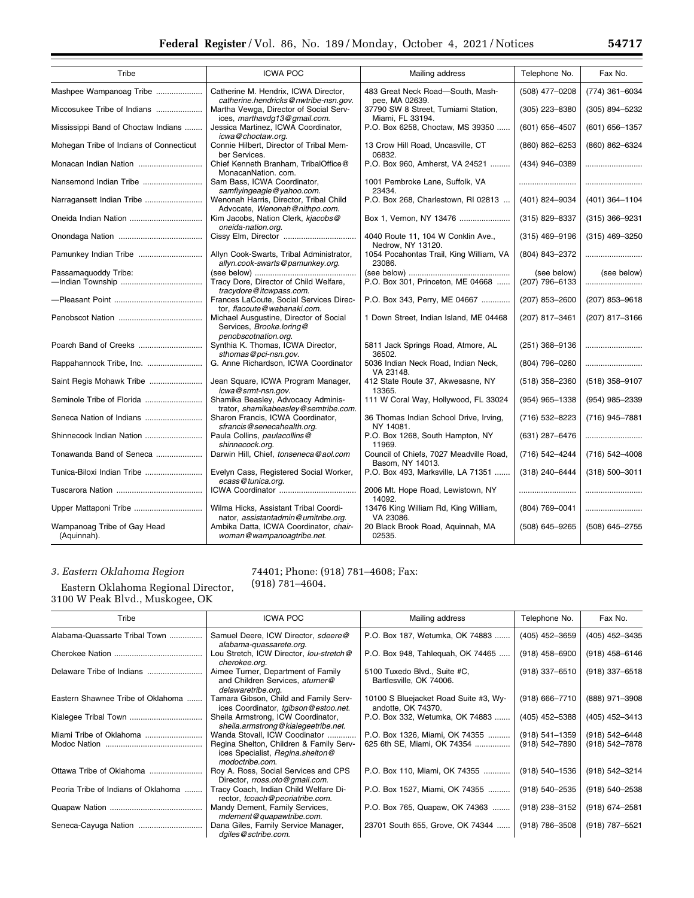| Tribe | ICWA POC | Mailing address | Telephone No. | Fax No. |
| --- | --- | --- | --- | --- |
| Mashpee Wampanoag Tribe | Catherine M. Hendrix, ICWA Director, *catherine.hendricks@nwtribe-nsn.gov.* | 483 Great Neck Road—South, Mashpee, MA 02639. | (508) 477–0208 | (774) 361–6034 |
| Miccosukee Tribe of Indians | Martha Vewga, Director of Social Services, *marthavdg13@gmail.com.* | 37790 SW 8 Street, Tumiami Station, Miami, FL 33194. | (305) 223–8380 | (305) 894–5232 |
| Mississippi Band of Choctaw Indians | Jessica Martinez, ICWA Coordinator, *icwa@choctaw.org.* | P.O. Box 6258, Choctaw, MS 39350 | (601) 656–4507 | (601) 656–1357 |
| Mohegan Tribe of Indians of Connecticut | Connie Hilbert, Director of Tribal Member Services. | 13 Crow Hill Road, Uncasville, CT 06832. | (860) 862–6253 | (860) 862–6324 |
| Monacan Indian Nation | Chief Kenneth Branham, TribalOffice@MonacanNation. com. | P.O. Box 960, Amherst, VA 24521 | (434) 946–0389 | |
| Nansemond Indian Tribe | Sam Bass, ICWA Coordinator, *samflyingeagle@yahoo.com.* | 1001 Pembroke Lane, Suffolk, VA 23434. | | |
| Narragansett Indian Tribe | Wenonah Harris, Director, Tribal Child Advocate, *Wenonah@nithpo.com.* | P.O. Box 268, Charlestown, RI 02813 | (401) 824–9034 | (401) 364–1104 |
| Oneida Indian Nation | Kim Jacobs, Nation Clerk, *kjacobs@oneida-nation.org.* | Box 1, Vernon, NY 13476 | (315) 829–8337 | (315) 366–9231 |
| Onondaga Nation | Cissy Elm, Director | 4040 Route 11, 104 W Conklin Ave., Nedrow, NY 13120. | (315) 469–9196 | (315) 469–3250 |
| Pamunkey Indian Tribe | Allyn Cook-Swarts, Tribal Administrator, *allyn.cook-swarts@pamunkey.org.* | 1054 Pocahontas Trail, King William, VA 23086. | (804) 843–2372 | |
| Passamaquoddy Tribe: | (see below) | (see below) | (see below) | (see below) |
| —Indian Township | Tracy Dore, Director of Child Welfare, *tracydore@itcwpass.com.* | P.O. Box 301, Princeton, ME 04668 | (207) 796–6133 | |
| —Pleasant Point | Frances LaCoute, Social Services Director, *flacoute@wabanaki.com.* | P.O. Box 343, Perry, ME 04667 | (207) 853–2600 | (207) 853–9618 |
| Penobscot Nation | Michael Ausgustine, Director of Social Services, *Brooke.loring@penobscotnation.org.* | 1 Down Street, Indian Island, ME 04468 | (207) 817–3461 | (207) 817–3166 |
| Poarch Band of Creeks | Synthia K. Thomas, ICWA Director, *sthomas@pci-nsn.gov.* | 5811 Jack Springs Road, Atmore, AL 36502. | (251) 368–9136 | |
| Rappahannock Tribe, Inc. | G. Anne Richardson, ICWA Coordinator | 5036 Indian Neck Road, Indian Neck, VA 23148. | (804) 796–0260 | |
| Saint Regis Mohawk Tribe | Jean Square, ICWA Program Manager, *icwa@srmt-nsn.gov.* | 412 State Route 37, Akwesasne, NY 13365. | (518) 358–2360 | (518) 358–9107 |
| Seminole Tribe of Florida | Shamika Beasley, Advocacy Administrator, *shamikabeasley@semtribe.com.* | 111 W Coral Way, Hollywood, FL 33024 | (954) 965–1338 | (954) 985–2339 |
| Seneca Nation of Indians | Sharon Francis, ICWA Coordinator, *sfrancis@senecahealth.org.* | 36 Thomas Indian School Drive, Irving, NY 14081. | (716) 532–8223 | (716) 945–7881 |
| Shinnecock Indian Nation | Paula Collins, *paulacollins@shinnecock.org.* | P.O. Box 1268, South Hampton, NY 11969. | (631) 287–6476 | |
| Tonawanda Band of Seneca | Darwin Hill, Chief, *tonseneca@aol.com* | Council of Chiefs, 7027 Meadville Road, Basom, NY 14013. | (716) 542–4244 | (716) 542–4008 |
| Tunica-Biloxi Indian Tribe | Evelyn Cass, Registered Social Worker, *ecass@tunica.org.* | P.O. Box 493, Marksville, LA 71351 | (318) 240–6444 | (318) 500–3011 |
| Tuscarora Nation | ICWA Coordinator | 2006 Mt. Hope Road, Lewistown, NY 14092. | | |
| Upper Mattaponi Tribe | Wilma Hicks, Assistant Tribal Coordinator, *assistantadmin@umitribe.org.* | 13476 King William Rd, King William, VA 23086. | (804) 769–0041 | |
| Wampanoag Tribe of Gay Head (Aquinnah). | Ambika Datta, ICWA Coordinator, *chairwoman@wampanoagtribe.net.* | 20 Black Brook Road, Aquinnah, MA 02535. | (508) 645–9265 | (508) 645–2755 |

### *3. Eastern Oklahoma Region*

Eastern Oklahoma Regional Director, 3100 W Peak Blvd., Muskogee, OK 74401; Phone: (918) 781–4608; Fax: (918) 781–4604.

| Tribe | ICWA POC | Mailing address | Telephone No. | Fax No. |
| --- | --- | --- | --- | --- |
| Alabama-Quassarte Tribal Town | Samuel Deere, ICW Director, *sdeere@alabama-quassarete.org.* | P.O. Box 187, Wetumka, OK 74883 | (405) 452–3659 | (405) 452–3435 |
| Cherokee Nation | Lou Stretch, ICW Director, *lou-stretch@cherokee.org.* | P.O. Box 948, Tahlequah, OK 74465 | (918) 458–6900 | (918) 458–6146 |
| Delaware Tribe of Indians | Aimee Turner, Department of Family and Children Services, *aturner@delawaretribe.org.* | 5100 Tuxedo Blvd., Suite #C, Bartlesville, OK 74006. | (918) 337–6510 | (918) 337–6518 |
| Eastern Shawnee Tribe of Oklahoma | Tamara Gibson, Child and Family Services Coordinator, *tgibson@estoo.net.* | 10100 S Bluejacket Road Suite #3, Wyandotte, OK 74370. | (918) 666–7710 | (888) 971–3908 |
| Kialegee Tribal Town | Sheila Armstrong, ICW Coordinator, *sheila.armstrong@kialegeetribe.net.* | P.O. Box 332, Wetumka, OK 74883 | (405) 452–5388 | (405) 452–3413 |
| Miami Tribe of Oklahoma | Wanda Stovall, ICW Coodinator | P.O. Box 1326, Miami, OK 74355 | (918) 541–1359 | (918) 542–6448 |
| Modoc Nation | Regina Shelton, Children & Family Services Specialist, *Regina.shelton@modoctribe.com.* | 625 6th SE, Miami, OK 74354 | (918) 542–7890 | (918) 542–7878 |
| Ottawa Tribe of Oklahoma | Roy A. Ross, Social Services and CPS Director, *rross.oto@gmail.com.* | P.O. Box 110, Miami, OK 74355 | (918) 540–1536 | (918) 542–3214 |
| Peoria Tribe of Indians of Oklahoma | Tracy Coach, Indian Child Welfare Director, *tcoach@peoriatribe.com.* | P.O. Box 1527, Miami, OK 74355 | (918) 540–2535 | (918) 540–2538 |
| Quapaw Nation | Mandy Dement, Family Services, *mdement@quapawtribe.com.* | P.O. Box 765, Quapaw, OK 74363 | (918) 238–3152 | (918) 674–2581 |
| Seneca-Cayuga Nation | Dana Giles, Family Service Manager, *dgiles@sctribe.com.* | 23701 South 655, Grove, OK 74344 | (918) 786–3508 | (918) 787–5521 |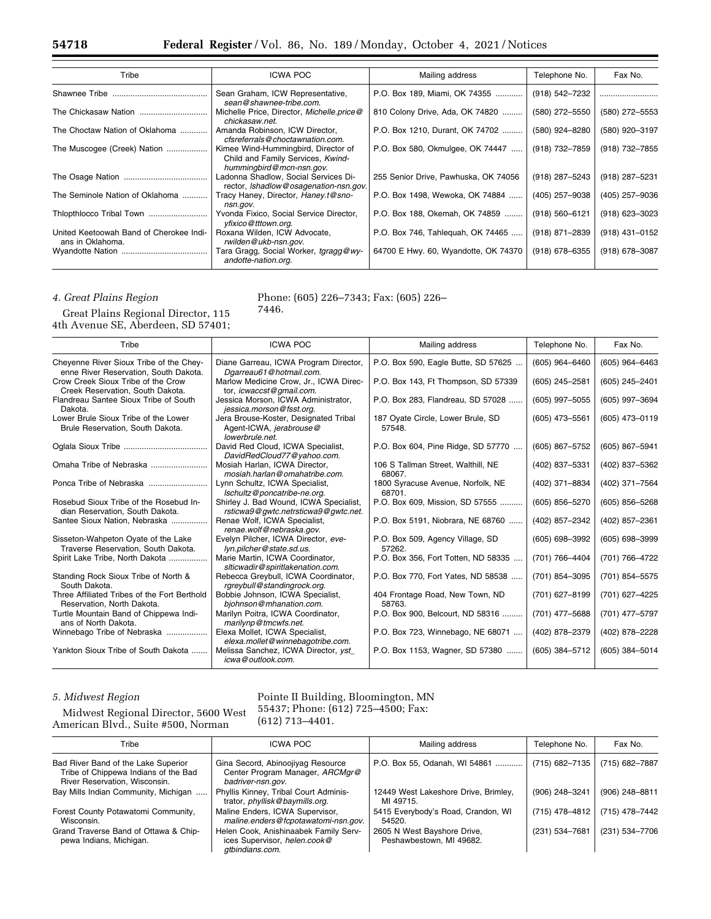| Tribe | ICWA POC | Mailing address | Telephone No. | Fax No. |
|---|---|---|---|---|
| Shawnee Tribe | Sean Graham, ICW Representative, *sean@shawnee-tribe.com.* | P.O. Box 189, Miami, OK 74355 | (918) 542–7232 | |
| The Chickasaw Nation | Michelle Price, Director, *Michelle.price@chickasaw.net.* | 810 Colony Drive, Ada, OK 74820 | (580) 272–5550 | (580) 272–5553 |
| The Choctaw Nation of Oklahoma | Amanda Robinson, ICW Director, *cfsreferrals@choctawnation.com.* | P.O. Box 1210, Durant, OK 74702 | (580) 924–8280 | (580) 920–3197 |
| The Muscogee (Creek) Nation | Kimee Wind-Hummingbird, Director of Child and Family Services, *Kwind-hummingbird@mcn-nsn.gov.* | P.O. Box 580, Okmulgee, OK 74447 | (918) 732–7859 | (918) 732–7855 |
| The Osage Nation | Ladonna Shadlow, Social Services Director, *lshadlow@osagenation-nsn.gov.* | 255 Senior Drive, Pawhuska, OK 74056 | (918) 287–5243 | (918) 287–5231 |
| The Seminole Nation of Oklahoma | Tracy Haney, Director, *Haney.t@sno-nsn.gov.* | P.O. Box 1498, Wewoka, OK 74884 | (405) 257–9038 | (405) 257–9036 |
| Thlopthlocco Tribal Town | Yvonda Fixico, Social Service Director, *yfixico@tttown.org.* | P.O. Box 188, Okemah, OK 74859 | (918) 560–6121 | (918) 623–3023 |
| United Keetoowah Band of Cherokee Indians in Oklahoma. | Roxana Wilden, ICW Advocate, *rwilden@ukb-nsn.gov.* | P.O. Box 746, Tahlequah, OK 74465 | (918) 871–2839 | (918) 431–0152 |
| Wyandotte Nation | Tara Gragg, Social Worker, *tgragg@wyandotte-nation.org.* | 64700 E Hwy. 60, Wyandotte, OK 74370 | (918) 678–6355 | (918) 678–3087 |

### 4. Great Plains Region

Great Plains Regional Director, 115 4th Avenue SE, Aberdeen, SD 57401; Phone: (605) 226–7343; Fax: (605) 226–7446.

| Tribe | ICWA POC | Mailing address | Telephone No. | Fax No. |
|---|---|---|---|---|
| Cheyenne River Sioux Tribe of the Cheyenne River Reservation, South Dakota. | Diane Garreau, ICWA Program Director, *Dgarreau61@hotmail.com.* | P.O. Box 590, Eagle Butte, SD 57625 | (605) 964–6460 | (605) 964–6463 |
| Crow Creek Sioux Tribe of the Crow Creek Reservation, South Dakota. | Marlow Medicine Crow, Jr., ICWA Director, *icwaccst@gmail.com.* | P.O. Box 143, Ft Thompson, SD 57339 | (605) 245–2581 | (605) 245–2401 |
| Flandreau Santee Sioux Tribe of South Dakota. | Jessica Morson, ICWA Administrator, *jessica.morson@fsst.org.* | P.O. Box 283, Flandreau, SD 57028 | (605) 997–5055 | (605) 997–3694 |
| Lower Brule Sioux Tribe of the Lower Brule Reservation, South Dakota. | Jera Brouse-Koster, Designated Tribal Agent-ICWA, *jerabrouse@lowerbrule.net.* | 187 Oyate Circle, Lower Brule, SD 57548. | (605) 473–5561 | (605) 473–0119 |
| Oglala Sioux Tribe | David Red Cloud, ICWA Specialist, *DavidRedCloud77@yahoo.com.* | P.O. Box 604, Pine Ridge, SD 57770 | (605) 867–5752 | (605) 867–5941 |
| Omaha Tribe of Nebraska | Mosiah Harlan, ICWA Director, *mosiah.harlan@omahatribe.com.* | 106 S Tallman Street, Walthill, NE 68067. | (402) 837–5331 | (402) 837–5362 |
| Ponca Tribe of Nebraska | Lynn Schultz, ICWA Specialist, *lschultz@poncatribe-ne.org.* | 1800 Syracuse Avenue, Norfolk, NE 68701. | (402) 371–8834 | (402) 371–7564 |
| Rosebud Sioux Tribe of the Rosebud Indian Reservation, South Dakota. | Shirley J. Bad Wound, ICWA Specialist, *rsticwa9@gwtc.netrsticwa9@gwtc.net.* | P.O. Box 609, Mission, SD 57555 | (605) 856–5270 | (605) 856–5268 |
| Santee Sioux Nation, Nebraska | Renae Wolf, ICWA Specialist, *renae.wolf@nebraska.gov.* | P.O. Box 5191, Niobrara, NE 68760 | (402) 857–2342 | (402) 857–2361 |
| Sisseton-Wahpeton Oyate of the Lake Traverse Reservation, South Dakota. | Evelyn Pilcher, ICWA Director, *evelyn.pilcher@state.sd.us.* | P.O. Box 509, Agency Village, SD 57262. | (605) 698–3992 | (605) 698–3999 |
| Spirit Lake Tribe, North Dakota | Marie Martin, ICWA Coordinator, *slticwadir@spiritlakenation.com.* | P.O. Box 356, Fort Totten, ND 58335 | (701) 766–4404 | (701) 766–4722 |
| Standing Rock Sioux Tribe of North & South Dakota. | Rebecca Greybull, ICWA Coordinator, *rgreybull@standingrock.org.* | P.O. Box 770, Fort Yates, ND 58538 | (701) 854–3095 | (701) 854–5575 |
| Three Affiliated Tribes of the Fort Berthold Reservation, North Dakota. | Bobbie Johnson, ICWA Specialist, *bjohnson@mhanation.com.* | 404 Frontage Road, New Town, ND 58763. | (701) 627–8199 | (701) 627–4225 |
| Turtle Mountain Band of Chippewa Indians of North Dakota. | Marilyn Poitra, ICWA Coordinator, *marilynp@tmcwfs.net.* | P.O. Box 900, Belcourt, ND 58316 | (701) 477–5688 | (701) 477–5797 |
| Winnebago Tribe of Nebraska | Elexa Mollet, ICWA Specialist, *elexa.mollet@winnebagotribe.com.* | P.O. Box 723, Winnebago, NE 68071 | (402) 878–2379 | (402) 878–2228 |
| Yankton Sioux Tribe of South Dakota | Melissa Sanchez, ICWA Director, *yst_icwa@outlook.com.* | P.O. Box 1153, Wagner, SD 57380 | (605) 384–5712 | (605) 384–5014 |

### 5. Midwest Region

Midwest Regional Director, 5600 West American Blvd., Suite #500, Norman Pointe II Building, Bloomington, MN 55437; Phone: (612) 725–4500; Fax: (612) 713–4401.

| Tribe | ICWA POC | Mailing address | Telephone No. | Fax No. |
|---|---|---|---|---|
| Bad River Band of the Lake Superior Tribe of Chippewa Indians of the Bad River Reservation, Wisconsin. | Gina Secord, Abinoojiyag Resource Center Program Manager, *ARCMgr@badriver-nsn.gov.* | P.O. Box 55, Odanah, WI 54861 | (715) 682–7135 | (715) 682–7887 |
| Bay Mills Indian Community, Michigan | Phyllis Kinney, Tribal Court Administrator, *phyllisk@baymills.org.* | 12449 West Lakeshore Drive, Brimley, MI 49715. | (906) 248–3241 | (906) 248–8811 |
| Forest County Potawatomi Community, Wisconsin. | Maline Enders, ICWA Supervisor, *maline.enders@fcpotawatomi-nsn.gov.* | 5415 Everybody's Road, Crandon, WI 54520. | (715) 478–4812 | (715) 478–7442 |
| Grand Traverse Band of Ottawa & Chippewa Indians, Michigan. | Helen Cook, Anishinaabek Family Services Supervisor, *helen.cook@gtbindians.com.* | 2605 N West Bayshore Drive, Peshawbestown, MI 49682. | (231) 534–7681 | (231) 534–7706 |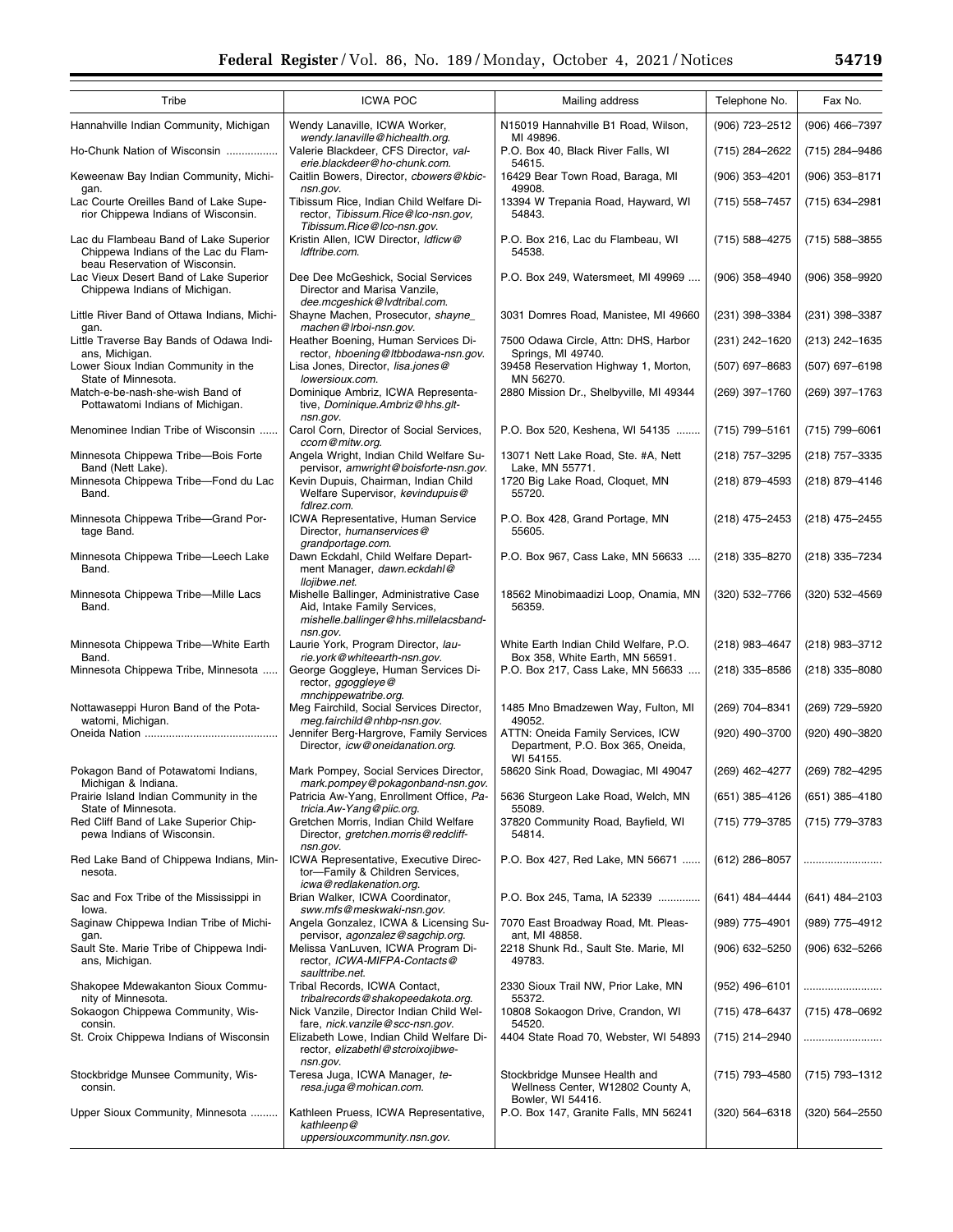| Tribe | ICWA POC | Mailing address | Telephone No. | Fax No. |
|---|---|---|---|---|
| Hannahville Indian Community, Michigan | Wendy Lanaville, ICWA Worker, *wendy.lanaville@hichealth.org.* | N15019 Hannahville B1 Road, Wilson, MI 49896. | (906) 723–2512 | (906) 466–7397 |
| Ho-Chunk Nation of Wisconsin | Valerie Blackdeer, CFS Director, *valerie.blackdeer@ho-chunk.com.* | P.O. Box 40, Black River Falls, WI 54615. | (715) 284–2622 | (715) 284–9486 |
| Keweenaw Bay Indian Community, Michigan. | Caitlin Bowers, Director, *cbowers@kbic-nsn.gov.* | 16429 Bear Town Road, Baraga, MI 49908. | (906) 353–4201 | (906) 353–8171 |
| Lac Courte Oreilles Band of Lake Superior Chippewa Indians of Wisconsin. | Tibissum Rice, Indian Child Welfare Director, *Tibissum.Rice@lco-nsn.gov, Tibissum.Rice@lco-nsn.gov.* | 13394 W Trepania Road, Hayward, WI 54843. | (715) 558–7457 | (715) 634–2981 |
| Lac du Flambeau Band of Lake Superior Chippewa Indians of the Lac du Flambeau Reservation of Wisconsin. | Kristin Allen, ICW Director, *ldficw@ldftribe.com.* | P.O. Box 216, Lac du Flambeau, WI 54538. | (715) 588–4275 | (715) 588–3855 |
| Lac Vieux Desert Band of Lake Superior Chippewa Indians of Michigan. | Dee Dee McGeshick, Social Services Director and Marisa Vanzile, *dee.mcgeshick@lvdtribal.com.* | P.O. Box 249, Watersmeet, MI 49969 | (906) 358–4940 | (906) 358–9920 |
| Little River Band of Ottawa Indians, Michigan. | Shayne Machen, Prosecutor, *shayne_machen@lrboi-nsn.gov.* | 3031 Domres Road, Manistee, MI 49660 | (231) 398–3384 | (231) 398–3387 |
| Little Traverse Bay Bands of Odawa Indians, Michigan. | Heather Boening, Human Services Director, *hboening@ltbbodawa-nsn.gov.* | 7500 Odawa Circle, Attn: DHS, Harbor Springs, MI 49740. | (231) 242–1620 | (213) 242–1635 |
| Lower Sioux Indian Community in the State of Minnesota. | Lisa Jones, Director, *lisa.jones@lowersioux.com.* | 39458 Reservation Highway 1, Morton, MN 56270. | (507) 697–8683 | (507) 697–6198 |
| Match-e-be-nash-she-wish Band of Pottawatomi Indians of Michigan. | Dominique Ambriz, ICWA Representative, *Dominique.Ambriz@hhs.glt-nsn.gov.* | 2880 Mission Dr., Shelbyville, MI 49344 | (269) 397–1760 | (269) 397–1763 |
| Menominee Indian Tribe of Wisconsin | Carol Corn, Director of Social Services, *ccorn@mitw.org.* | P.O. Box 520, Keshena, WI 54135 | (715) 799–5161 | (715) 799–6061 |
| Minnesota Chippewa Tribe—Bois Forte Band (Nett Lake). | Angela Wright, Indian Child Welfare Supervisor, *amwright@boisforte-nsn.gov.* | 13071 Nett Lake Road, Ste. #A, Nett Lake, MN 55771. | (218) 757–3295 | (218) 757–3335 |
| Minnesota Chippewa Tribe—Fond du Lac Band. | Kevin Dupuis, Chairman, Indian Child Welfare Supervisor, *kevindupuis@fdlrez.com.* | 1720 Big Lake Road, Cloquet, MN 55720. | (218) 879–4593 | (218) 879–4146 |
| Minnesota Chippewa Tribe—Grand Portage Band. | ICWA Representative, Human Service Director, *humanservices@grandportage.com.* | P.O. Box 428, Grand Portage, MN 55605. | (218) 475–2453 | (218) 475–2455 |
| Minnesota Chippewa Tribe—Leech Lake Band. | Dawn Eckdahl, Child Welfare Department Manager, *dawn.eckdahl@llojibwe.net.* | P.O. Box 967, Cass Lake, MN 56633 | (218) 335–8270 | (218) 335–7234 |
| Minnesota Chippewa Tribe—Mille Lacs Band. | Mishelle Ballinger, Administrative Case Aid, Intake Family Services, *mishelle.ballinger@hhs.millelacsband-nsn.gov.* | 18562 Minobimaadizi Loop, Onamia, MN 56359. | (320) 532–7766 | (320) 532–4569 |
| Minnesota Chippewa Tribe—White Earth Band. | Laurie York, Program Director, *laurie.york@whiteearth-nsn.gov.* | White Earth Indian Child Welfare, P.O. Box 358, White Earth, MN 56591. | (218) 983–4647 | (218) 983–3712 |
| Minnesota Chippewa Tribe, Minnesota | George Goggleye, Human Services Director, *ggoggleye@mnchippewatribe.org.* | P.O. Box 217, Cass Lake, MN 56633 | (218) 335–8586 | (218) 335–8080 |
| Nottawaseppi Huron Band of the Potawatomi, Michigan. | Meg Fairchild, Social Services Director, *meg.fairchild@nhbp-nsn.gov.* | 1485 Mno Bmadzewen Way, Fulton, MI 49052. | (269) 704–8341 | (269) 729–5920 |
| Oneida Nation | Jennifer Berg-Hargrove, Family Services Director, *icw@oneidanation.org.* | ATTN: Oneida Family Services, ICW Department, P.O. Box 365, Oneida, WI 54155. | (920) 490–3700 | (920) 490–3820 |
| Pokagon Band of Potawatomi Indians, Michigan & Indiana. | Mark Pompey, Social Services Director, *mark.pompey@pokagonband-nsn.gov.* | 58620 Sink Road, Dowagiac, MI 49047 | (269) 462–4277 | (269) 782–4295 |
| Prairie Island Indian Community in the State of Minnesota. | Patricia Aw-Yang, Enrollment Office, *Patricia.Aw-Yang@piic.org.* | 5636 Sturgeon Lake Road, Welch, MN 55089. | (651) 385–4126 | (651) 385–4180 |
| Red Cliff Band of Lake Superior Chippewa Indians of Wisconsin. | Gretchen Morris, Indian Child Welfare Director, *gretchen.morris@redcliff-nsn.gov.* | 37820 Community Road, Bayfield, WI 54814. | (715) 779–3785 | (715) 779–3783 |
| Red Lake Band of Chippewa Indians, Minnesota. | ICWA Representative, Executive Director—Family & Children Services, *icwa@redlakenation.org.* | P.O. Box 427, Red Lake, MN 56671 | (612) 286–8057 | |
| Sac and Fox Tribe of the Mississippi in Iowa. | Brian Walker, ICWA Coordinator, *sww.mfs@meskwaki-nsn.gov.* | P.O. Box 245, Tama, IA 52339 | (641) 484–4444 | (641) 484–2103 |
| Saginaw Chippewa Indian Tribe of Michigan. | Angela Gonzalez, ICWA & Licensing Supervisor, *agonzalez@sagchip.org.* | 7070 East Broadway Road, Mt. Pleasant, MI 48858. | (989) 775–4901 | (989) 775–4912 |
| Sault Ste. Marie Tribe of Chippewa Indians, Michigan. | Melissa VanLuven, ICWA Program Director, *ICWA-MIFPA-Contacts@saulttribe.net.* | 2218 Shunk Rd., Sault Ste. Marie, MI 49783. | (906) 632–5250 | (906) 632–5266 |
| Shakopee Mdewakanton Sioux Community of Minnesota. | Tribal Records, ICWA Contact, *tribalrecords@shakopeedakota.org.* | 2330 Sioux Trail NW, Prior Lake, MN 55372. | (952) 496–6101 | |
| Sokaogon Chippewa Community, Wisconsin. | Nick Vanzile, Director Indian Child Welfare, *nick.vanzile@scc-nsn.gov.* | 10808 Sokaogon Drive, Crandon, WI 54520. | (715) 478–6437 | (715) 478–0692 |
| St. Croix Chippewa Indians of Wisconsin | Elizabeth Lowe, Indian Child Welfare Director, *elizabethl@stcroixojibwe-nsn.gov.* | 4404 State Road 70, Webster, WI 54893 | (715) 214–2940 | |
| Stockbridge Munsee Community, Wisconsin. | Teresa Juga, ICWA Manager, *teresa.juga@mohican.com.* | Stockbridge Munsee Health and Wellness Center, W12802 County A, Bowler, WI 54416. | (715) 793–4580 | (715) 793–1312 |
| Upper Sioux Community, Minnesota | Kathleen Pruess, ICWA Representative, *kathleenp@uppersiouxcommunity.nsn.gov.* | P.O. Box 147, Granite Falls, MN 56241 | (320) 564–6318 | (320) 564–2550 |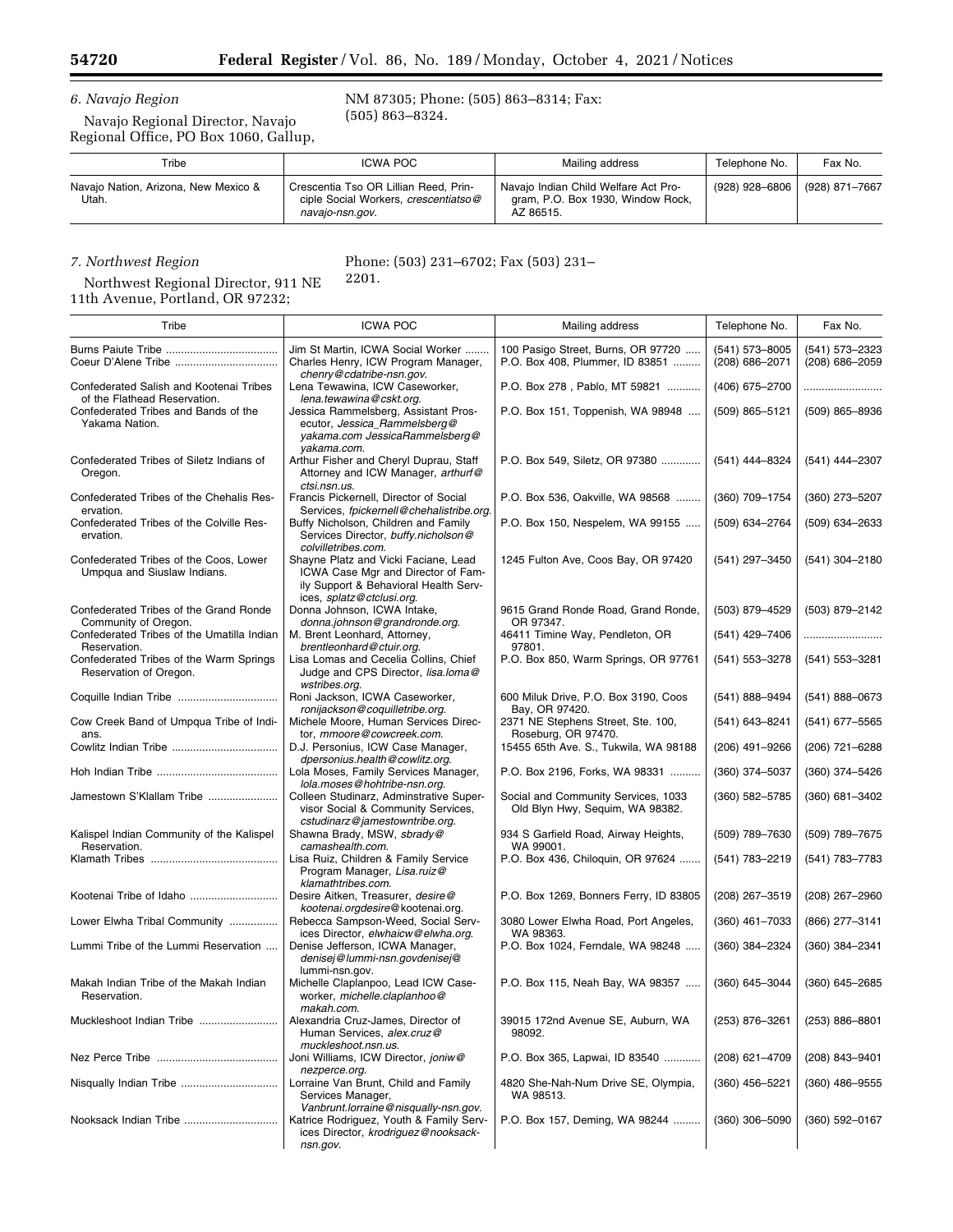### *6. Navajo Region*

Navajo Regional Director, Navajo Regional Office, PO Box 1060, Gallup, NM 87305; Phone: (505) 863–8314; Fax: (505) 863–8324.

| Tribe | ICWA POC | Mailing address | Telephone No. | Fax No. |
|---|---|---|---|---|
| Navajo Nation, Arizona, New Mexico & Utah. | Crescentia Tso OR Lillian Reed, Principle Social Workers, *crescentiatso@navajo-nsn.gov*. | Navajo Indian Child Welfare Act Program, P.O. Box 1930, Window Rock, AZ 86515. | (928) 928–6806 | (928) 871–7667 |

### *7. Northwest Region*

Northwest Regional Director, 911 NE 11th Avenue, Portland, OR 97232; Phone: (503) 231–6702; Fax (503) 231–2201.

| Tribe | ICWA POC | Mailing address | Telephone No. | Fax No. |
|---|---|---|---|---|
| Burns Paiute Tribe | Jim St Martin, ICWA Social Worker | 100 Pasigo Street, Burns, OR 97720 | (541) 573–8005 | (541) 573–2323 |
| Coeur D'Alene Tribe | Charles Henry, ICW Program Manager, *chenry@cdatribe-nsn.gov*. | P.O. Box 408, Plummer, ID 83851 | (208) 686–2071 | (208) 686–2059 |
| Confederated Salish and Kootenai Tribes of the Flathead Reservation. | Lena Tewawina, ICW Caseworker, *lena.tewawina@cskt.org*. | P.O. Box 278 , Pablo, MT 59821 | (406) 675–2700 | |
| Confederated Tribes and Bands of the Yakama Nation. | Jessica Rammelsberg, Assistant Prosecutor, *Jessica_Rammelsberg@yakama.com JessicaRammelsberg@yakama.com*. | P.O. Box 151, Toppenish, WA 98948 | (509) 865–5121 | (509) 865–8936 |
| Confederated Tribes of Siletz Indians of Oregon. | Arthur Fisher and Cheryl Duprau, Staff Attorney and ICW Manager, *arthurf@ctsi.nsn.us*. | P.O. Box 549, Siletz, OR 97380 | (541) 444–8324 | (541) 444–2307 |
| Confederated Tribes of the Chehalis Reservation. | Francis Pickernell, Director of Social Services, *fpickernell@chehalistribe.org*. | P.O. Box 536, Oakville, WA 98568 | (360) 709–1754 | (360) 273–5207 |
| Confederated Tribes of the Colville Reservation. | Buffy Nicholson, Children and Family Services Director, *buffy.nicholson@colvilletribes.com*. | P.O. Box 150, Nespelem, WA 99155 | (509) 634–2764 | (509) 634–2633 |
| Confederated Tribes of the Coos, Lower Umpqua and Siuslaw Indians. | Shayne Platz and Vicki Faciane, Lead ICWA Case Mgr and Director of Family Support & Behavioral Health Services, *splatz@ctclusi.org*. | 1245 Fulton Ave, Coos Bay, OR 97420 | (541) 297–3450 | (541) 304–2180 |
| Confederated Tribes of the Grand Ronde Community of Oregon. | Donna Johnson, ICWA Intake, *donna.johnson@grandronde.org*. | 9615 Grand Ronde Road, Grand Ronde, OR 97347. | (503) 879–4529 | (503) 879–2142 |
| Confederated Tribes of the Umatilla Indian Reservation. | M. Brent Leonhard, Attorney, *brentleonhard@ctuir.org*. | 46411 Timine Way, Pendleton, OR 97801. | (541) 429–7406 | |
| Confederated Tribes of the Warm Springs Reservation of Oregon. | Lisa Lomas and Cecelia Collins, Chief Judge and CPS Director, *lisa.loma@wstribes.org*. | P.O. Box 850, Warm Springs, OR 97761 | (541) 553–3278 | (541) 553–3281 |
| Coquille Indian Tribe | Roni Jackson, ICWA Caseworker, *ronijackson@coquilletribe.org*. | 600 Miluk Drive, P.O. Box 3190, Coos Bay, OR 97420. | (541) 888–9494 | (541) 888–0673 |
| Cow Creek Band of Umpqua Tribe of Indians. | Michele Moore, Human Services Director, *mmoore@cowcreek.com*. | 2371 NE Stephens Street, Ste. 100, Roseburg, OR 97470. | (541) 643–8241 | (541) 677–5565 |
| Cowlitz Indian Tribe | D.J. Personius, ICW Case Manager, *dpersonius.health@cowlitz.org*. | 15455 65th Ave. S., Tukwila, WA 98188 | (206) 491–9266 | (206) 721–6288 |
| Hoh Indian Tribe | Lola Moses, Family Services Manager, *lola.moses@hohtribe-nsn.org*. | P.O. Box 2196, Forks, WA 98331 | (360) 374–5037 | (360) 374–5426 |
| Jamestown S'Klallam Tribe | Colleen Studinarz, Adminstrative Supervisor Social & Community Services, *cstudinarz@jamestowntribe.org*. | Social and Community Services, 1033 Old Blyn Hwy, Sequim, WA 98382. | (360) 582–5785 | (360) 681–3402 |
| Kalispel Indian Community of the Kalispel Reservation. | Shawna Brady, MSW, *sbrady@camashealth.com*. | 934 S Garfield Road, Airway Heights, WA 99001. | (509) 789–7630 | (509) 789–7675 |
| Klamath Tribes | Lisa Ruiz, Children & Family Service Program Manager, *Lisa.ruiz@klamathtribes.com*. | P.O. Box 436, Chiloquin, OR 97624 | (541) 783–2219 | (541) 783–7783 |
| Kootenai Tribe of Idaho | Desire Aitken, Treasurer, *desire@kootenai.orgdesire@*kootenai.org. | P.O. Box 1269, Bonners Ferry, ID 83805 | (208) 267–3519 | (208) 267–2960 |
| Lower Elwha Tribal Community | Rebecca Sampson-Weed, Social Services Director, *elwhaicw@elwha.org*. | 3080 Lower Elwha Road, Port Angeles, WA 98363. | (360) 461–7033 | (866) 277–3141 |
| Lummi Tribe of the Lummi Reservation | Denise Jefferson, ICWA Manager, *denisej@lummi-nsn.govdenisej@*lummi-nsn.gov. | P.O. Box 1024, Ferndale, WA 98248 | (360) 384–2324 | (360) 384–2341 |
| Makah Indian Tribe of the Makah Indian Reservation. | Michelle Claplanpoo, Lead ICW Caseworker, *michelle.claplanhoo@makah.com*. | P.O. Box 115, Neah Bay, WA 98357 | (360) 645–3044 | (360) 645–2685 |
| Muckleshoot Indian Tribe | Alexandria Cruz-James, Director of Human Services, *alex.cruz@muckleshoot.nsn.us*. | 39015 172nd Avenue SE, Auburn, WA 98092. | (253) 876–3261 | (253) 886–8801 |
| Nez Perce Tribe | Joni Williams, ICW Director, *joniw@nezperce.org*. | P.O. Box 365, Lapwai, ID 83540 | (208) 621–4709 | (208) 843–9401 |
| Nisqually Indian Tribe | Lorraine Van Brunt, Child and Family Services Manager, *Vanbrunt.lorraine@nisqually-nsn.gov*. | 4820 She-Nah-Num Drive SE, Olympia, WA 98513. | (360) 456–5221 | (360) 486–9555 |
| Nooksack Indian Tribe | Katrice Rodriguez, Youth & Family Services Director, *krodriguez@nooksack-nsn.gov*. | P.O. Box 157, Deming, WA 98244 | (360) 306–5090 | (360) 592–0167 |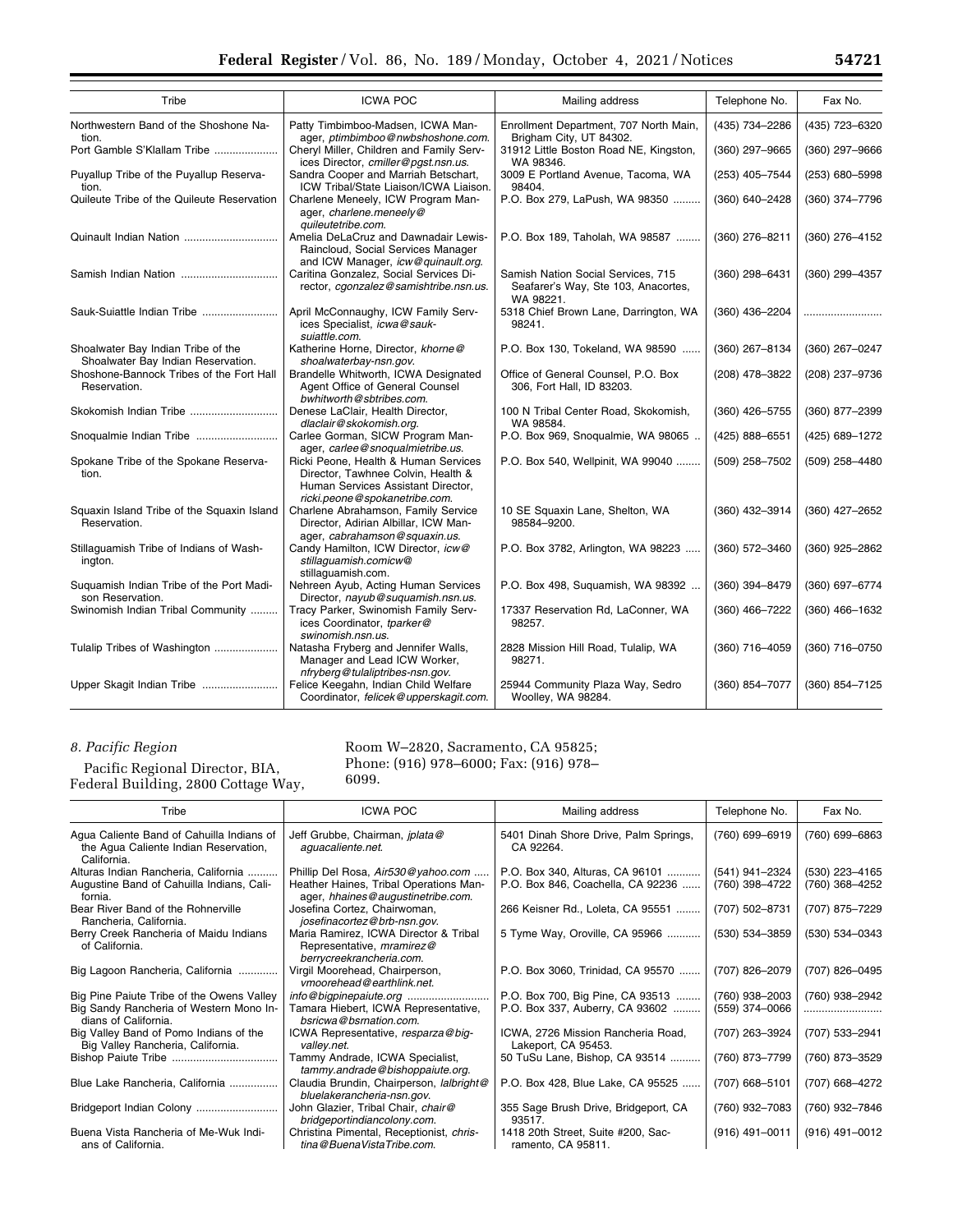| Tribe | ICWA POC | Mailing address | Telephone No. | Fax No. |
|---|---|---|---|---|
| Northwestern Band of the Shoshone Nation. | Patty Timbimboo-Madsen, ICWA Manager, *ptimbimboo@nwbshoshone.com.* | Enrollment Department, 707 North Main, Brigham City, UT 84302. | (435) 734–2286 | (435) 723–6320 |
| Port Gamble S'Klallam Tribe | Cheryl Miller, Children and Family Services Director, *cmiller@pgst.nsn.us.* | 31912 Little Boston Road NE, Kingston, WA 98346. | (360) 297–9665 | (360) 297–9666 |
| Puyallup Tribe of the Puyallup Reservation. | Sandra Cooper and Marriah Betschart, ICW Tribal/State Liaison/ICWA Liaison. | 3009 E Portland Avenue, Tacoma, WA 98404. | (253) 405–7544 | (253) 680–5998 |
| Quileute Tribe of the Quileute Reservation | Charlene Meneely, ICW Program Manager, *charlene.meneely@quileutetribe.com.* | P.O. Box 279, LaPush, WA 98350 | (360) 640–2428 | (360) 374–7796 |
| Quinault Indian Nation | Amelia DeLaCruz and Dawnadair Lewis-Raincloud, Social Services Manager and ICW Manager, *icw@quinault.org.* | P.O. Box 189, Taholah, WA 98587 | (360) 276–8211 | (360) 276–4152 |
| Samish Indian Nation | Caritina Gonzalez, Social Services Director, *cgonzalez@samishtribe.nsn.us.* | Samish Nation Social Services, 715 Seafarer's Way, Ste 103, Anacortes, WA 98221. | (360) 298–6431 | (360) 299–4357 |
| Sauk-Suiattle Indian Tribe | April McConnaughy, ICW Family Services Specialist, *icwa@sauk-suiattle.com.* | 5318 Chief Brown Lane, Darrington, WA 98241. | (360) 436–2204 | |
| Shoalwater Bay Indian Tribe of the Shoalwater Bay Indian Reservation. | Katherine Horne, Director, *khorne@shoalwaterbay-nsn.gov.* | P.O. Box 130, Tokeland, WA 98590 | (360) 267–8134 | (360) 267–0247 |
| Shoshone-Bannock Tribes of the Fort Hall Reservation. | Brandelle Whitworth, ICWA Designated Agent Office of General Counsel *bwhitworth@sbtribes.com.* | Office of General Counsel, P.O. Box 306, Fort Hall, ID 83203. | (208) 478–3822 | (208) 237–9736 |
| Skokomish Indian Tribe | Denese LaClair, Health Director, *dlaclair@skokomish.org.* | 100 N Tribal Center Road, Skokomish, WA 98584. | (360) 426–5755 | (360) 877–2399 |
| Snoqualmie Indian Tribe | Carlee Gorman, SICW Program Manager, *carlee@snoqualmietribe.us.* | P.O. Box 969, Snoqualmie, WA 98065 | (425) 888–6551 | (425) 689–1272 |
| Spokane Tribe of the Spokane Reservation. | Ricki Peone, Health & Human Services Director, Tawhnee Colvin, Health & Human Services Assistant Director, *ricki.peone@spokanetribe.com.* | P.O. Box 540, Wellpinit, WA 99040 | (509) 258–7502 | (509) 258–4480 |
| Squaxin Island Tribe of the Squaxin Island Reservation. | Charlene Abrahamson, Family Service Director, Adirian Albillar, ICW Manager, *cabrahamson@squaxin.us.* | 10 SE Squaxin Lane, Shelton, WA 98584–9200. | (360) 432–3914 | (360) 427–2652 |
| Stillaguamish Tribe of Indians of Washington. | Candy Hamilton, ICW Director, *icw@stillaguamish.comicw@stillaguamish.com.* | P.O. Box 3782, Arlington, WA 98223 | (360) 572–3460 | (360) 925–2862 |
| Suquamish Indian Tribe of the Port Madison Reservation. | Nehreen Ayub, Acting Human Services Director, *nayub@suquamish.nsn.us.* | P.O. Box 498, Suquamish, WA 98392 | (360) 394–8479 | (360) 697–6774 |
| Swinomish Indian Tribal Community | Tracy Parker, Swinomish Family Services Coordinator, *tparker@swinomish.nsn.us.* | 17337 Reservation Rd, LaConner, WA 98257. | (360) 466–7222 | (360) 466–1632 |
| Tulalip Tribes of Washington | Natasha Fryberg and Jennifer Walls, Manager and Lead ICW Worker, *nfryberg@tulaliptribes-nsn.gov.* | 2828 Mission Hill Road, Tulalip, WA 98271. | (360) 716–4059 | (360) 716–0750 |
| Upper Skagit Indian Tribe | Felice Keegahn, Indian Child Welfare Coordinator, *felicek@upperskagit.com.* | 25944 Community Plaza Way, Sedro Woolley, WA 98284. | (360) 854–7077 | (360) 854–7125 |

*8. Pacific Region*

Pacific Regional Director, BIA, Federal Building, 2800 Cottage Way, Room W–2820, Sacramento, CA 95825; Phone: (916) 978–6000; Fax: (916) 978–6099.

| Tribe | ICWA POC | Mailing address | Telephone No. | Fax No. |
|---|---|---|---|---|
| Agua Caliente Band of Cahuilla Indians of the Agua Caliente Indian Reservation, California. | Jeff Grubbe, Chairman, *jplata@aguacaliente.net.* | 5401 Dinah Shore Drive, Palm Springs, CA 92264. | (760) 699–6919 | (760) 699–6863 |
| Alturas Indian Rancheria, California | Phillip Del Rosa, *Air530@yahoo.com* | P.O. Box 340, Alturas, CA 96101 | (541) 941–2324 | (530) 223–4165 |
| Augustine Band of Cahuilla Indians, California. | Heather Haines, Tribal Operations Manager, *hhaines@augustinetribe.com.* | P.O. Box 846, Coachella, CA 92236 | (760) 398–4722 | (760) 368–4252 |
| Bear River Band of the Rohnerville Rancheria, California. | Josefina Cortez, Chairwoman, *josefinacortez@brb-nsn.gov.* | 266 Keisner Rd., Loleta, CA 95551 | (707) 502–8731 | (707) 875–7229 |
| Berry Creek Rancheria of Maidu Indians of California. | Maria Ramirez, ICWA Director & Tribal Representative, *mramirez@berrycreekrancheria.com.* | 5 Tyme Way, Oroville, CA 95966 | (530) 534–3859 | (530) 534–0343 |
| Big Lagoon Rancheria, California | Virgil Moorehead, Chairperson, *vmoorehead@earthlink.net.* | P.O. Box 3060, Trinidad, CA 95570 | (707) 826–2079 | (707) 826–0495 |
| Big Pine Paiute Tribe of the Owens Valley | *info@bigpinepaiute.org* | P.O. Box 700, Big Pine, CA 93513 | (760) 938–2003 | (760) 938–2942 |
| Big Sandy Rancheria of Western Mono Indians of California. | Tamara Hiebert, ICWA Representative, *bsricwa@bsrnation.com.* | P.O. Box 337, Auberry, CA 93602 | (559) 374–0066 | |
| Big Valley Band of Pomo Indians of the Big Valley Rancheria, California. | ICWA Representative, *resparza@big-valley.net.* | ICWA, 2726 Mission Rancheria Road, Lakeport, CA 95453. | (707) 263–3924 | (707) 533–2941 |
| Bishop Paiute Tribe | Tammy Andrade, ICWA Specialist, *tammy.andrade@bishoppaiute.org.* | 50 TuSu Lane, Bishop, CA 93514 | (760) 873–7799 | (760) 873–3529 |
| Blue Lake Rancheria, California | Claudia Brundin, Chairperson, *lalbright@bluelakerancheria-nsn.gov.* | P.O. Box 428, Blue Lake, CA 95525 | (707) 668–5101 | (707) 668–4272 |
| Bridgeport Indian Colony | John Glazier, Tribal Chair, *chair@bridgeportindiancolony.com.* | 355 Sage Brush Drive, Bridgeport, CA 93517. | (760) 932–7083 | (760) 932–7846 |
| Buena Vista Rancheria of Me-Wuk Indians of California. | Christina Pimental, Receptionist, *christina@BuenaVistaTribe.com.* | 1418 20th Street, Suite #200, Sacramento, CA 95811. | (916) 491–0011 | (916) 491–0012 |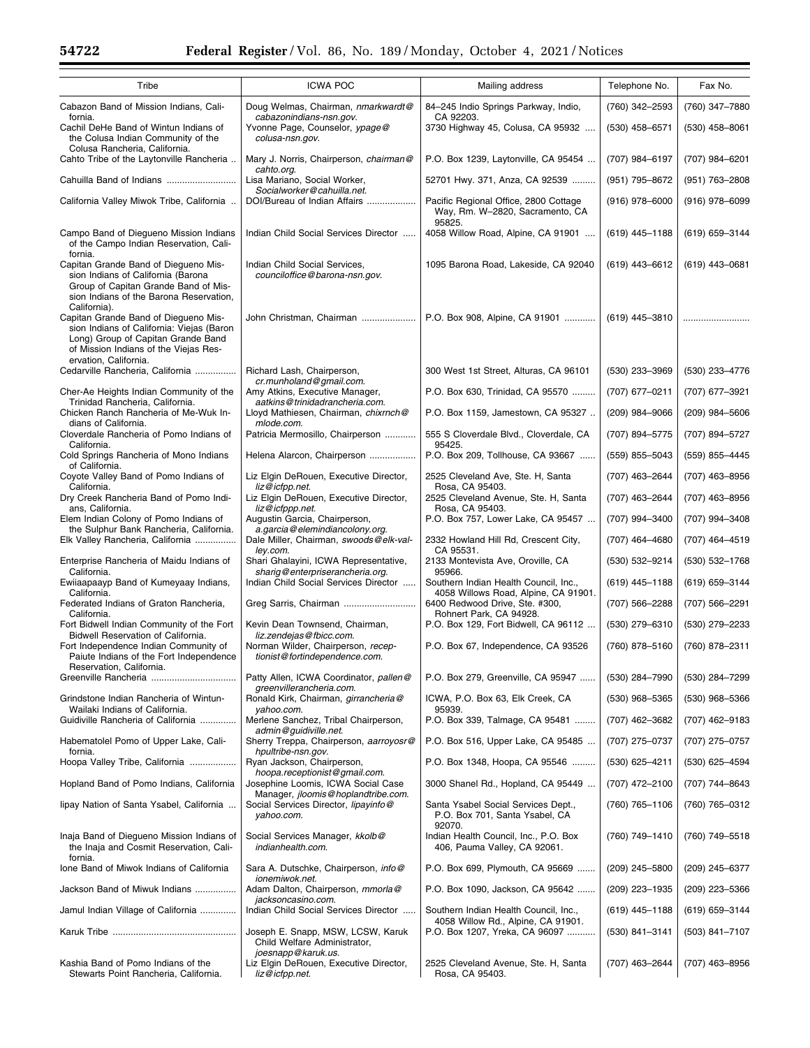| Tribe | ICWA POC | Mailing address | Telephone No. | Fax No. |
|---|---|---|---|---|
| Cabazon Band of Mission Indians, California. | Doug Welmas, Chairman, *nmarkwardt@cabazonindians-nsn.gov.* | 84–245 Indio Springs Parkway, Indio, CA 92203. | (760) 342–2593 | (760) 347–7880 |
| Cachil DeHe Band of Wintun Indians of the Colusa Indian Community of the Colusa Rancheria, California. | Yvonne Page, Counselor, *ypage@colusa-nsn.gov.* | 3730 Highway 45, Colusa, CA 95932 | (530) 458–6571 | (530) 458–8061 |
| Cahto Tribe of the Laytonville Rancheria | Mary J. Norris, Chairperson, *chairman@cahto.org.* | P.O. Box 1239, Laytonville, CA 95454 | (707) 984–6197 | (707) 984–6201 |
| Cahuilla Band of Indians | Lisa Mariano, Social Worker, *Socialworker@cahuilla.net.* | 52701 Hwy. 371, Anza, CA 92539 | (951) 795–8672 | (951) 763–2808 |
| California Valley Miwok Tribe, California | DOI/Bureau of Indian Affairs | Pacific Regional Office, 2800 Cottage Way, Rm. W–2820, Sacramento, CA 95825. | (916) 978–6000 | (916) 978–6099 |
| Campo Band of Diegueno Mission Indians of the Campo Indian Reservation, California. | Indian Child Social Services Director | 4058 Willow Road, Alpine, CA 91901 | (619) 445–1188 | (619) 659–3144 |
| Capitan Grande Band of Diegueno Mission Indians of California (Barona Group of Capitan Grande Band of Mission Indians of the Barona Reservation, California). | Indian Child Social Services, *counciloffice@barona-nsn.gov.* | 1095 Barona Road, Lakeside, CA 92040 | (619) 443–6612 | (619) 443–0681 |
| Capitan Grande Band of Diegueno Mission Indians of California: Viejas (Baron Long) Group of Capitan Grande Band of Mission Indians of the Viejas Reservation, California. | John Christman, Chairman | P.O. Box 908, Alpine, CA 91901 | (619) 445–3810 | |
| Cedarville Rancheria, California | Richard Lash, Chairperson, *cr.munholand@gmail.com.* | 300 West 1st Street, Alturas, CA 96101 | (530) 233–3969 | (530) 233–4776 |
| Cher-Ae Heights Indian Community of the Trinidad Rancheria, California. | Amy Atkins, Executive Manager, *aatkins@trinidadrancheria.com.* | P.O. Box 630, Trinidad, CA 95570 | (707) 677–0211 | (707) 677–3921 |
| Chicken Ranch Rancheria of Me-Wuk Indians of California. | Lloyd Mathiesen, Chairman, *chixrnch@mlode.com.* | P.O. Box 1159, Jamestown, CA 95327 | (209) 984–9066 | (209) 984–5606 |
| Cloverdale Rancheria of Pomo Indians of California. | Patricia Mermosillo, Chairperson | 555 S Cloverdale Blvd., Cloverdale, CA 95425. | (707) 894–5775 | (707) 894–5727 |
| Cold Springs Rancheria of Mono Indians of California. | Helena Alarcon, Chairperson | P.O. Box 209, Tollhouse, CA 93667 | (559) 855–5043 | (559) 855–4445 |
| Coyote Valley Band of Pomo Indians of California. | Liz Elgin DeRouen, Executive Director, *liz@icfpp.net.* | 2525 Cleveland Ave, Ste. H, Santa Rosa, CA 95403. | (707) 463–2644 | (707) 463–8956 |
| Dry Creek Rancheria Band of Pomo Indians, California. | Liz Elgin DeRouen, Executive Director, *liz@icfppp.net.* | 2525 Cleveland Avenue, Ste. H, Santa Rosa, CA 95403. | (707) 463–2644 | (707) 463–8956 |
| Elem Indian Colony of Pomo Indians of the Sulphur Bank Rancheria, California. | Augustin Garcia, Chairperson, *a.garcia@elemindiancolony.org.* | P.O. Box 757, Lower Lake, CA 95457 | (707) 994–3400 | (707) 994–3408 |
| Elk Valley Rancheria, California | Dale Miller, Chairman, *swoods@elk-valley.com.* | 2332 Howland Hill Rd, Crescent City, CA 95531. | (707) 464–4680 | (707) 464–4519 |
| Enterprise Rancheria of Maidu Indians of California. | Shari Ghalayini, ICWA Representative, *sharig@enterpriserancheria.org.* | 2133 Montevista Ave, Oroville, CA 95966. | (530) 532–9214 | (530) 532–1768 |
| Ewiiaapaayp Band of Kumeyaay Indians, California. | Indian Child Social Services Director | Southern Indian Health Council, Inc., 4058 Willows Road, Alpine, CA 91901. | (619) 445–1188 | (619) 659–3144 |
| Federated Indians of Graton Rancheria, California. | Greg Sarris, Chairman | 6400 Redwood Drive, Ste. #300, Rohnert Park, CA 94928. | (707) 566–2288 | (707) 566–2291 |
| Fort Bidwell Indian Community of the Fort Bidwell Reservation of California. | Kevin Dean Townsend, Chairman, *liz.zendejas@fbicc.com.* | P.O. Box 129, Fort Bidwell, CA 96112 | (530) 279–6310 | (530) 279–2233 |
| Fort Independence Indian Community of Paiute Indians of the Fort Independence Reservation, California. | Norman Wilder, Chairperson, *receptionist@fortindependence.com.* | P.O. Box 67, Independence, CA 93526 | (760) 878–5160 | (760) 878–2311 |
| Greenville Rancheria | Patty Allen, ICWA Coordinator, *pallen@greenvillerancheria.com.* | P.O. Box 279, Greenville, CA 95947 | (530) 284–7990 | (530) 284–7299 |
| Grindstone Indian Rancheria of Wintun-Wailaki Indians of California. | Ronald Kirk, Chairman, *girrancheria@yahoo.com.* | ICWA, P.O. Box 63, Elk Creek, CA 95939. | (530) 968–5365 | (530) 968–5366 |
| Guidiville Rancheria of California | Merlene Sanchez, Tribal Chairperson, *admin@guidiville.net.* | P.O. Box 339, Talmage, CA 95481 | (707) 462–3682 | (707) 462–9183 |
| Habematolel Pomo of Upper Lake, California. | Sherry Treppa, Chairperson, *aarroyosr@hpultribe-nsn.gov.* | P.O. Box 516, Upper Lake, CA 95485 | (707) 275–0737 | (707) 275–0757 |
| Hoopa Valley Tribe, California | Ryan Jackson, Chairperson, *hoopa.receptionist@gmail.com.* | P.O. Box 1348, Hoopa, CA 95546 | (530) 625–4211 | (530) 625–4594 |
| Hopland Band of Pomo Indians, California | Josephine Loomis, ICWA Social Case Manager, *jloomis@hoplandtribe.com.* | 3000 Shanel Rd., Hopland, CA 95449 | (707) 472–2100 | (707) 744–8643 |
| Iipay Nation of Santa Ysabel, California | Social Services Director, *Iipayinfo@yahoo.com.* | Santa Ysabel Social Services Dept., P.O. Box 701, Santa Ysabel, CA 92070. | (760) 765–1106 | (760) 765–0312 |
| Inaja Band of Diegueno Mission Indians of the Inaja and Cosmit Reservation, California. | Social Services Manager, *kkolb@indianhealth.com.* | Indian Health Council, Inc., P.O. Box 406, Pauma Valley, CA 92061. | (760) 749–1410 | (760) 749–5518 |
| Ione Band of Miwok Indians of California | Sara A. Dutschke, Chairperson, *info@ionemiwok.net.* | P.O. Box 699, Plymouth, CA 95669 | (209) 245–5800 | (209) 245–6377 |
| Jackson Band of Miwuk Indians | Adam Dalton, Chairperson, *mmorla@jacksoncasino.com.* | P.O. Box 1090, Jackson, CA 95642 | (209) 223–1935 | (209) 223–5366 |
| Jamul Indian Village of California | Indian Child Social Services Director | Southern Indian Health Council, Inc., 4058 Willow Rd., Alpine, CA 91901. | (619) 445–1188 | (619) 659–3144 |
| Karuk Tribe | Joseph E. Snapp, MSW, LCSW, Karuk Child Welfare Administrator, *joesnapp@karuk.us.* | P.O. Box 1207, Yreka, CA 96097 | (530) 841–3141 | (503) 841–7107 |
| Kashia Band of Pomo Indians of the Stewarts Point Rancheria, California. | Liz Elgin DeRouen, Executive Director, *liz@icfpp.net.* | 2525 Cleveland Avenue, Ste. H, Santa Rosa, CA 95403. | (707) 463–2644 | (707) 463–8956 |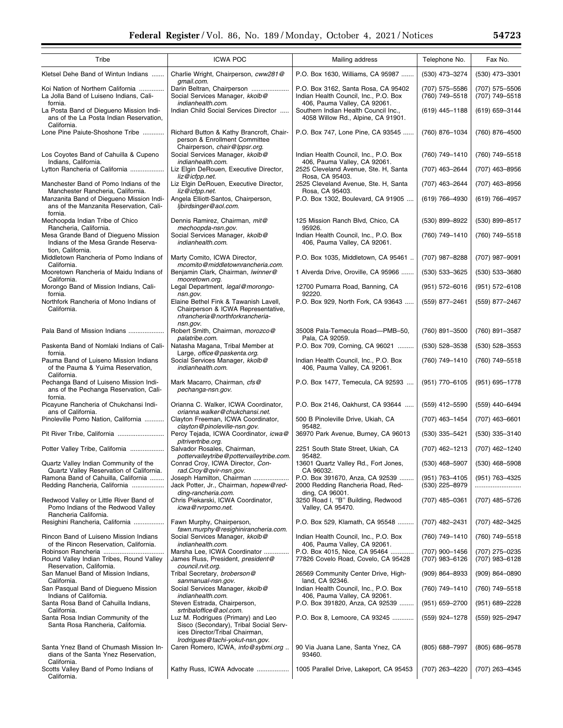| Tribe | ICWA POC | Mailing address | Telephone No. | Fax No. |
|---|---|---|---|---|
| Kletsel Dehe Band of Wintun Indians | Charlie Wright, Chairperson, *cww281@gmail.com*. | P.O. Box 1630, Williams, CA 95987 | (530) 473–3274 | (530) 473–3301 |
| Koi Nation of Northern California | Darin Beltran, Chairperson | P.O. Box 3162, Santa Rosa, CA 95402 | (707) 575–5586 | (707) 575–5506 |
| La Jolla Band of Luiseno Indians, California. | Social Services Manager, *kkolb@indianhealth.com*. | Indian Health Council, Inc., P.O. Box 406, Pauma Valley, CA 92061. | (760) 749–5518 | (707) 749–5518 |
| La Posta Band of Diegueno Mission Indians of the La Posta Indian Reservation, California. | Indian Child Social Services Director | Southern Indian Health Council Inc., 4058 Willow Rd., Alpine, CA 91901. | (619) 445–1188 | (619) 659–3144 |
| Lone Pine Paiute-Shoshone Tribe | Richard Button & Kathy Brancroft, Chairperson & Enrollment Committee Chairperson, *chair@lppsr.org*. | P.O. Box 747, Lone Pine, CA 93545 | (760) 876–1034 | (760) 876–4500 |
| Los Coyotes Band of Cahuilla & Cupeno Indians, California. | Social Services Manager, *kkolb@indianhealth.com*. | Indian Health Council, Inc., P.O. Box 406, Pauma Valley, CA 92061. | (760) 749–1410 | (760) 749–5518 |
| Lytton Rancheria of California | Liz Elgin DeRouen, Executive Director, *liz@icfpp.net*. | 2525 Cleveland Avenue, Ste. H, Santa Rosa, CA 95403. | (707) 463–2644 | (707) 463–8956 |
| Manchester Band of Pomo Indians of the Manchester Rancheria, California. | Liz Elgin DeRouen, Executive Director, *liz@icfpp.net*. | 2525 Cleveland Avenue, Ste. H, Santa Rosa, CA 95403. | (707) 463–2644 | (707) 463–8956 |
| Manzanita Band of Diegueno Mission Indians of the Manzanita Reservation, California. | Angela Elliott-Santos, Chairperson, *ljbirdsinger@aol.com*. | P.O. Box 1302, Boulevard, CA 91905 | (619) 766–4930 | (619) 766–4957 |
| Mechoopda Indian Tribe of Chico Rancheria, California. | Dennis Ramirez, Chairman, *mit@mechoopda-nsn.gov*. | 125 Mission Ranch Blvd, Chico, CA 95926. | (530) 899–8922 | (530) 899–8517 |
| Mesa Grande Band of Diegueno Mission Indians of the Mesa Grande Reservation, California. | Social Services Manager, *kkolb@indianhealth.com*. | Indian Health Council, Inc., P.O. Box 406, Pauma Valley, CA 92061. | (760) 749–1410 | (760) 749–5518 |
| Middletown Rancheria of Pomo Indians of California. | Marty Comito, ICWA Director, *mcomito@middletownrancheria.com*. | P.O. Box 1035, Middletown, CA 95461 | (707) 987–8288 | (707) 987–9091 |
| Mooretown Rancheria of Maidu Indians of California. | Benjamin Clark, Chairman, *lwinner@mooretown.org*. | 1 Alverda Drive, Oroville, CA 95966 | (530) 533–3625 | (530) 533–3680 |
| Morongo Band of Mission Indians, California. | Legal Department, *legal@morongo-nsn.gov*. | 12700 Pumarra Road, Banning, CA 92220. | (951) 572–6016 | (951) 572–6108 |
| Northfork Rancheria of Mono Indians of California. | Elaine Bethel Fink & Tawanish Lavell, Chairperson & ICWA Representative, *nfrancheria@northforkrancheria-nsn.gov*. | P.O. Box 929, North Fork, CA 93643 | (559) 877–2461 | (559) 877–2467 |
| Pala Band of Mission Indians | Robert Smith, Chairman, *morozco@palatribe.com*. | 35008 Pala-Temecula Road—PMB–50, Pala, CA 92059. | (760) 891–3500 | (760) 891–3587 |
| Paskenta Band of Nomlaki Indians of California. | Natasha Magana, Tribal Member at Large, *office@paskenta.org*. | P.O. Box 709, Corning, CA 96021 | (530) 528–3538 | (530) 528–3553 |
| Pauma Band of Luiseno Mission Indians of the Pauma & Yuima Reservation, California. | Social Services Manager, *kkolb@indianhealth.com*. | Indian Health Council, Inc., P.O. Box 406, Pauma Valley, CA 92061. | (760) 749–1410 | (760) 749–5518 |
| Pechanga Band of Luiseno Mission Indians of the Pechanga Reservation, California. | Mark Macarro, Chairman, *cfs@pechanga-nsn.gov*. | P.O. Box 1477, Temecula, CA 92593 | (951) 770–6105 | (951) 695–1778 |
| Picayune Rancheria of Chukchansi Indians of California. | Orianna C. Walker, ICWA Coordinator, *orianna.walker@chukchansi.net*. | P.O. Box 2146, Oakhurst, CA 93644 | (559) 412–5590 | (559) 440–6494 |
| Pinoleville Pomo Nation, California | Clayton Freeman, ICWA Coordinator, *clayton@pinoleville-nsn.gov*. | 500 B Pinoleville Drive, Ukiah, CA 95482. | (707) 463–1454 | (707) 463–6601 |
| Pit River Tribe, California | Percy Tejada, ICWA Coordinator, *icwa@pitrivertribe.org*. | 36970 Park Avenue, Burney, CA 96013 | (530) 335–5421 | (530) 335–3140 |
| Potter Valley Tribe, California | Salvador Rosales, Chairman, *pottervalleytribe@pottervalleytribe.com*. | 2251 South State Street, Ukiah, CA 95482. | (707) 462–1213 | (707) 462–1240 |
| Quartz Valley Indian Community of the Quartz Valley Reservation of California. | Conrad Croy, ICWA Director, *Conrad.Croy@qvir-nsn.gov*. | 13601 Quartz Valley Rd., Fort Jones, CA 96032. | (530) 468–5907 | (530) 468–5908 |
| Ramona Band of Cahuilla, California | Joseph Hamilton, Chairman | P.O. Box 391670, Anza, CA 92539 | (951) 763–4105 | (951) 763–4325 |
| Redding Rancheria, California | Jack Potter, Jr., Chairman, *hopew@redding-rancheria.com*. | 2000 Redding Rancheria Road, Redding, CA 96001. | (530) 225–8979 | |
| Redwood Valley or Little River Band of Pomo Indians of the Redwood Valley Rancheria California. | Chris Piekarski, ICWA Coordinator, *icwa@rvrpomo.net*. | 3250 Road I, "B" Building, Redwood Valley, CA 95470. | (707) 485–0361 | (707) 485–5726 |
| Resighini Rancheria, California | Fawn Murphy, Chairperson, *fawn.murphy@resighinirancheria.com*. | P.O. Box 529, Klamath, CA 95548 | (707) 482–2431 | (707) 482–3425 |
| Rincon Band of Luiseno Mission Indians of the Rincon Reservation, California. | Social Services Manager, *kkolb@indianhealth.com*. | Indian Health Council, Inc., P.O. Box 406, Pauma Valley, CA 92061. | (760) 749–1410 | (760) 749–5518 |
| Robinson Rancheria | Marsha Lee, ICWA Coordinator | P.O. Box 4015, Nice, CA 95464 | (707) 900–1456 | (707) 275–0235 |
| Round Valley Indian Tribes, Round Valley Reservation, California. | James Russ, President, *president@council.rvit.org*. | 77826 Covelo Road, Covelo, CA 95428 | (707) 983–6126 | (707) 983–6128 |
| San Manuel Band of Mission Indians, California. | Tribal Secretary, *broberson@sanmanual-nsn.gov*. | 26569 Community Center Drive, Highland, CA 92346. | (909) 864–8933 | (909) 864–0890 |
| San Pasqual Band of Diegueno Mission Indians of California. | Social Services Manager, *kkolb@indianhealth.com*. | Indian Health Council, Inc., P.O. Box 406, Pauma Valley, CA 92061. | (760) 749–1410 | (760) 749–5518 |
| Santa Rosa Band of Cahuilla Indians, California. | Steven Estrada, Chairperson, *srtribaloffice@aol.com*. | P.O. Box 391820, Anza, CA 92539 | (951) 659–2700 | (951) 689–2228 |
| Santa Rosa Indian Community of the Santa Rosa Rancheria, California. | Luz M. Rodrigues (Primary) and Leo Sisco (Secondary), Tribal Social Services Director/Tribal Chairman, *lrodrigues@tachi-yokut-nsn.gov*. | P.O. Box 8, Lemoore, CA 93245 | (559) 924–1278 | (559) 925–2947 |
| Santa Ynez Band of Chumash Mission Indians of the Santa Ynez Reservation, California. | Caren Romero, ICWA, *info@sybmi.org* | 90 Via Juana Lane, Santa Ynez, CA 93460. | (805) 688–7997 | (805) 686–9578 |
| Scotts Valley Band of Pomo Indians of California. | Kathy Russ, ICWA Advocate | 1005 Parallel Drive, Lakeport, CA 95453 | (707) 263–4220 | (707) 263–4345 |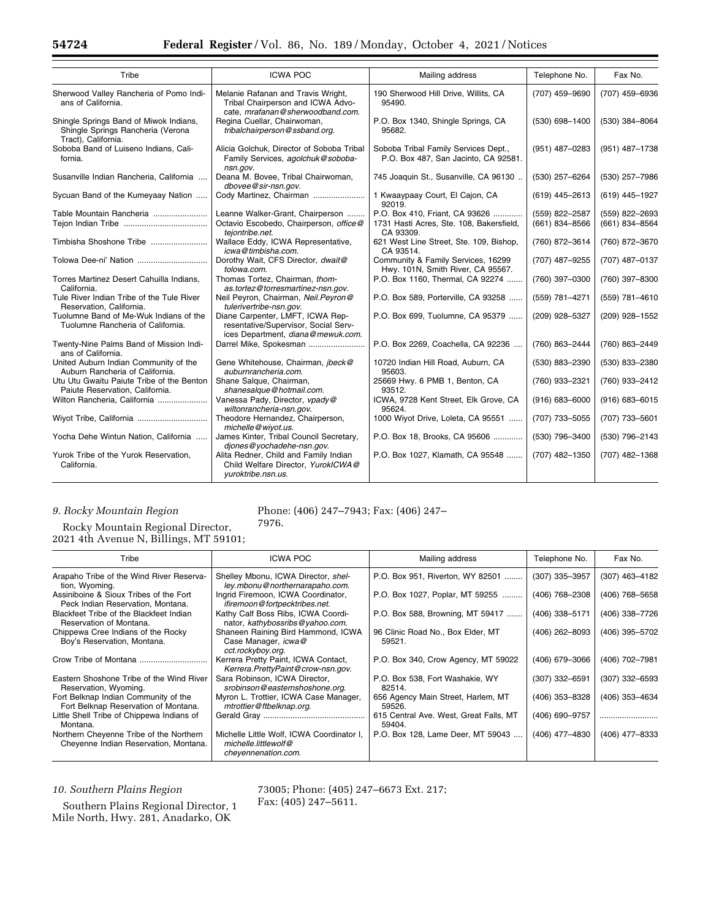| Tribe | ICWA POC | Mailing address | Telephone No. | Fax No. |
|---|---|---|---|---|
| Sherwood Valley Rancheria of Pomo Indians of California. | Melanie Rafanan and Travis Wright, Tribal Chairperson and ICWA Advocate, *mrafanan@sherwoodband.com*. | 190 Sherwood Hill Drive, Willits, CA 95490. | (707) 459–9690 | (707) 459–6936 |
| Shingle Springs Band of Miwok Indians, Shingle Springs Rancheria (Verona Tract), California. | Regina Cuellar, Chairwoman, *tribalchairperson@ssband.org*. | P.O. Box 1340, Shingle Springs, CA 95682. | (530) 698–1400 | (530) 384–8064 |
| Soboba Band of Luiseno Indians, California. | Alicia Golchuk, Director of Soboba Tribal Family Services, *agolchuk@soboba-nsn.gov*. | Soboba Tribal Family Services Dept., P.O. Box 487, San Jacinto, CA 92581. | (951) 487–0283 | (951) 487–1738 |
| Susanville Indian Rancheria, California | Deana M. Bovee, Tribal Chairwoman, *dbovee@sir-nsn.gov*. | 745 Joaquin St., Susanville, CA 96130 | (530) 257–6264 | (530) 257–7986 |
| Sycuan Band of the Kumeyaay Nation | Cody Martinez, Chairman | 1 Kwaaypaay Court, El Cajon, CA 92019. | (619) 445–2613 | (619) 445–1927 |
| Table Mountain Rancheria | Leanne Walker-Grant, Chairperson | P.O. Box 410, Friant, CA 93626 | (559) 822–2587 | (559) 822–2693 |
| Tejon Indian Tribe | Octavio Escobedo, Chairperson, *office@tejontribe.net*. | 1731 Hasti Acres, Ste. 108, Bakersfield, CA 93309. | (661) 834–8566 | (661) 834–8564 |
| Timbisha Shoshone Tribe | Wallace Eddy, ICWA Representative, *icwa@timbisha.com*. | 621 West Line Street, Ste. 109, Bishop, CA 93514. | (760) 872–3614 | (760) 872–3670 |
| Tolowa Dee-ni' Nation | Dorothy Wait, CFS Director, *dwait@tolowa.com*. | Community & Family Services, 16299 Hwy. 101N, Smith River, CA 95567. | (707) 487–9255 | (707) 487–0137 |
| Torres Martinez Desert Cahuilla Indians, California. | Thomas Tortez, Chairman, *thomas.tortez@torresmartinez-nsn.gov*. | P.O. Box 1160, Thermal, CA 92274 | (760) 397–0300 | (760) 397–8300 |
| Tule River Indian Tribe of the Tule River Reservation, California. | Neil Peyron, Chairman, *Neil.Peyron@tulerivertribe-nsn.gov*. | P.O. Box 589, Porterville, CA 93258 | (559) 781–4271 | (559) 781–4610 |
| Tuolumne Band of Me-Wuk Indians of the Tuolumne Rancheria of California. | Diane Carpenter, LMFT, ICWA Representative/Supervisor, Social Services Department, *diana@mewuk.com*. | P.O. Box 699, Tuolumne, CA 95379 | (209) 928–5327 | (209) 928–1552 |
| Twenty-Nine Palms Band of Mission Indians of California. | Darrel Mike, Spokesman | P.O. Box 2269, Coachella, CA 92236 | (760) 863–2444 | (760) 863–2449 |
| United Auburn Indian Community of the Auburn Rancheria of California. | Gene Whitehouse, Chairman, *jbeck@auburnrancheria.com*. | 10720 Indian Hill Road, Auburn, CA 95603. | (530) 883–2390 | (530) 833–2380 |
| Utu Utu Gwaitu Paiute Tribe of the Benton Paiute Reservation, California. | Shane Salque, Chairman, *shanesalque@hotmail.com*. | 25669 Hwy. 6 PMB 1, Benton, CA 93512. | (760) 933–2321 | (760) 933–2412 |
| Wilton Rancheria, California | Vanessa Pady, Director, *vpady@wiltonrancheria-nsn.gov*. | ICWA, 9728 Kent Street, Elk Grove, CA 95624. | (916) 683–6000 | (916) 683–6015 |
| Wiyot Tribe, California | Theodore Hernandez, Chairperson, *michelle@wiyot.us*. | 1000 Wiyot Drive, Loleta, CA 95551 | (707) 733–5055 | (707) 733–5601 |
| Yocha Dehe Wintun Nation, California | James Kinter, Tribal Council Secretary, *djones@yochadehe-nsn.gov*. | P.O. Box 18, Brooks, CA 95606 | (530) 796–3400 | (530) 796–2143 |
| Yurok Tribe of the Yurok Reservation, California. | Alita Redner, Child and Family Indian Child Welfare Director, *YurokICWA@yuroktribe.nsn.us*. | P.O. Box 1027, Klamath, CA 95548 | (707) 482–1350 | (707) 482–1368 |

### *9. Rocky Mountain Region*

Rocky Mountain Regional Director, 2021 4th Avenue N, Billings, MT 59101; Phone: (406) 247–7943; Fax: (406) 247–7976.

| Tribe | ICWA POC | Mailing address | Telephone No. | Fax No. |
|---|---|---|---|---|
| Arapaho Tribe of the Wind River Reservation, Wyoming. | Shelley Mbonu, ICWA Director, *shelley.mbonu@northernarapaho.com*. | P.O. Box 951, Riverton, WY 82501 | (307) 335–3957 | (307) 463–4182 |
| Assiniboine & Sioux Tribes of the Fort Peck Indian Reservation, Montana. | Ingrid Firemoon, ICWA Coordinator, *ifiremoon@fortpecktribes.net*. | P.O. Box 1027, Poplar, MT 59255 | (406) 768–2308 | (406) 768–5658 |
| Blackfeet Tribe of the Blackfeet Indian Reservation of Montana. | Kathy Calf Boss Ribs, ICWA Coordinator, *kathybossribs@yahoo.com*. | P.O. Box 588, Browning, MT 59417 | (406) 338–5171 | (406) 338–7726 |
| Chippewa Cree Indians of the Rocky Boy's Reservation, Montana. | Shaneen Raining Bird Hammond, ICWA Case Manager, *icwa@cct.rockyboy.org*. | 96 Clinic Road No., Box Elder, MT 59521. | (406) 262–8093 | (406) 395–5702 |
| Crow Tribe of Montana | Kerrera Pretty Paint, ICWA Contact, *Kerrera.PrettyPaint@crow-nsn.gov*. | P.O. Box 340, Crow Agency, MT 59022 | (406) 679–3066 | (406) 702–7981 |
| Eastern Shoshone Tribe of the Wind River Reservation, Wyoming. | Sara Robinson, ICWA Director, *srobinson@easternshoshone.org*. | P.O. Box 538, Fort Washakie, WY 82514. | (307) 332–6591 | (307) 332–6593 |
| Fort Belknap Indian Community of the Fort Belknap Reservation of Montana. | Myron L. Trottier, ICWA Case Manager, *mtrottier@ftbelknap.org*. | 656 Agency Main Street, Harlem, MT 59526. | (406) 353–8328 | (406) 353–4634 |
| Little Shell Tribe of Chippewa Indians of Montana. | Gerald Gray | 615 Central Ave. West, Great Falls, MT 59404. | (406) 690–9757 | |
| Northern Cheyenne Tribe of the Northern Cheyenne Indian Reservation, Montana. | Michelle Little Wolf, ICWA Coordinator I, *michelle.littlewolf@cheyennenation.com*. | P.O. Box 128, Lame Deer, MT 59043 | (406) 477–4830 | (406) 477–8333 |

### *10. Southern Plains Region*

Southern Plains Regional Director, 1 Mile North, Hwy. 281, Anadarko, OK 73005; Phone: (405) 247–6673 Ext. 217; Fax: (405) 247–5611.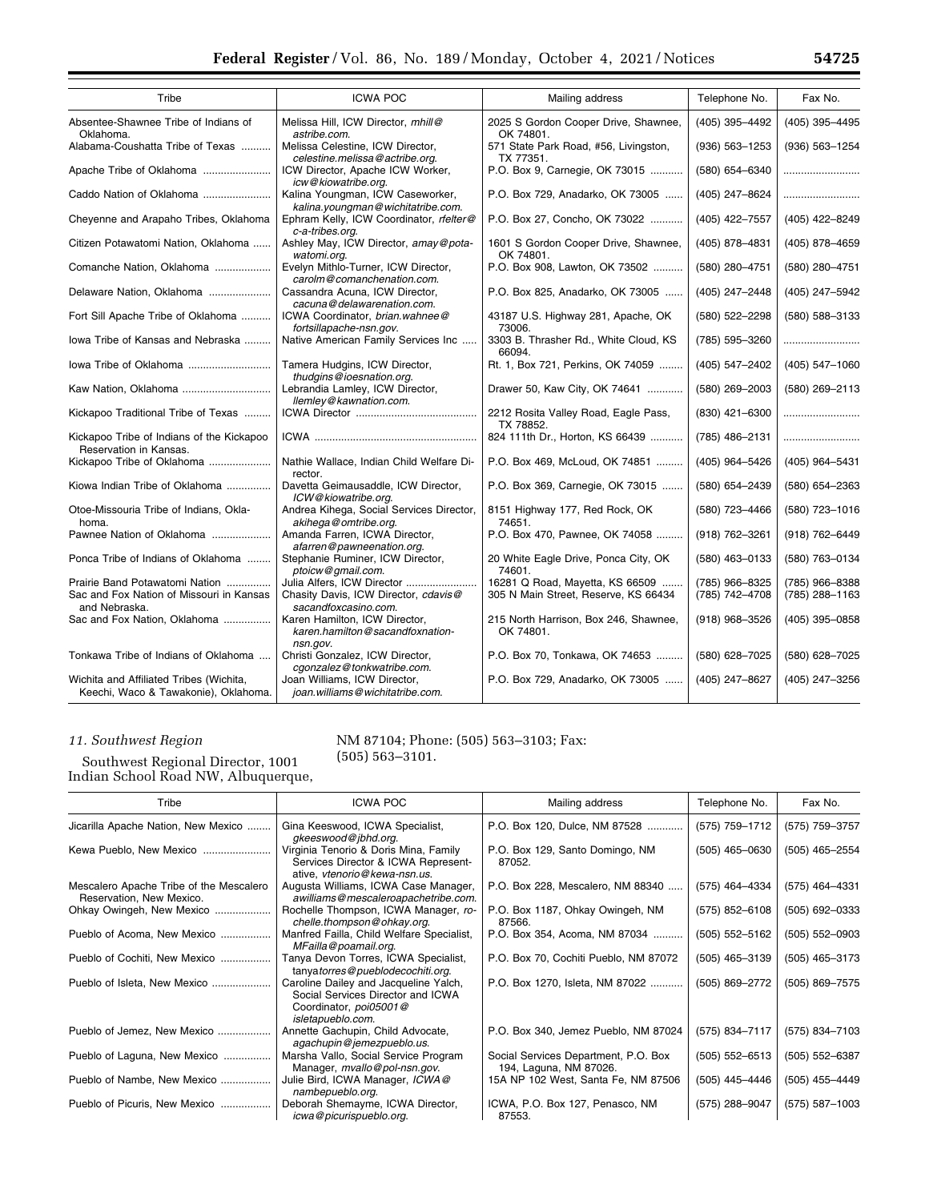| Tribe | ICWA POC | Mailing address | Telephone No. | Fax No. |
| --- | --- | --- | --- | --- |
| Absentee-Shawnee Tribe of Indians of Oklahoma. | Melissa Hill, ICW Director, *mhill@astribe.com*. | 2025 S Gordon Cooper Drive, Shawnee, OK 74801. | (405) 395–4492 | (405) 395–4495 |
| Alabama-Coushatta Tribe of Texas | Melissa Celestine, ICW Director, *celestine.melissa@actribe.org*. | 571 State Park Road, #56, Livingston, TX 77351. | (936) 563–1253 | (936) 563–1254 |
| Apache Tribe of Oklahoma | ICW Director, Apache ICW Worker, *icw@kiowatribe.org*. | P.O. Box 9, Carnegie, OK 73015 | (580) 654–6340 | |
| Caddo Nation of Oklahoma | Kalina Youngman, ICW Caseworker, *kalina.youngman@wichitatribe.com*. | P.O. Box 729, Anadarko, OK 73005 | (405) 247–8624 | |
| Cheyenne and Arapaho Tribes, Oklahoma | Ephram Kelly, ICW Coordinator, *rfelter@c-a-tribes.org*. | P.O. Box 27, Concho, OK 73022 | (405) 422–7557 | (405) 422–8249 |
| Citizen Potawatomi Nation, Oklahoma | Ashley May, ICW Director, *amay@potawatomi.org*. | 1601 S Gordon Cooper Drive, Shawnee, OK 74801. | (405) 878–4831 | (405) 878–4659 |
| Comanche Nation, Oklahoma | Evelyn Mithlo-Turner, ICW Director, *carolm@comanchenation.com*. | P.O. Box 908, Lawton, OK 73502 | (580) 280–4751 | (580) 280–4751 |
| Delaware Nation, Oklahoma | Cassandra Acuna, ICW Director, *cacuna@delawarenation.com*. | P.O. Box 825, Anadarko, OK 73005 | (405) 247–2448 | (405) 247–5942 |
| Fort Sill Apache Tribe of Oklahoma | ICWA Coordinator, *brian.wahnee@fortsillapache-nsn.gov*. | 43187 U.S. Highway 281, Apache, OK 73006. | (580) 522–2298 | (580) 588–3133 |
| Iowa Tribe of Kansas and Nebraska | Native American Family Services Inc | 3303 B. Thrasher Rd., White Cloud, KS 66094. | (785) 595–3260 | |
| Iowa Tribe of Oklahoma | Tamera Hudgins, ICW Director, *thudgins@ioesnation.org*. | Rt. 1, Box 721, Perkins, OK 74059 | (405) 547–2402 | (405) 547–1060 |
| Kaw Nation, Oklahoma | Lebrandia Lamley, ICW Director, *llemley@kawnation.com*. | Drawer 50, Kaw City, OK 74641 | (580) 269–2003 | (580) 269–2113 |
| Kickapoo Traditional Tribe of Texas | ICWA Director | 2212 Rosita Valley Road, Eagle Pass, TX 78852. | (830) 421–6300 | |
| Kickapoo Tribe of Indians of the Kickapoo Reservation in Kansas. | ICWA | 824 111th Dr., Horton, KS 66439 | (785) 486–2131 | |
| Kickapoo Tribe of Oklahoma | Nathie Wallace, Indian Child Welfare Director. | P.O. Box 469, McLoud, OK 74851 | (405) 964–5426 | (405) 964–5431 |
| Kiowa Indian Tribe of Oklahoma | Davetta Geimausaddle, ICW Director, *ICW@kiowatribe.org*. | P.O. Box 369, Carnegie, OK 73015 | (580) 654–2439 | (580) 654–2363 |
| Otoe-Missouria Tribe of Indians, Oklahoma. | Andrea Kihega, Social Services Director, *akihega@omtribe.org*. | 8151 Highway 177, Red Rock, OK 74601. | (580) 723–4466 | (580) 723–1016 |
| Pawnee Nation of Oklahoma | Amanda Farren, ICWA Director, *afarren@pawneenation.org*. | P.O. Box 470, Pawnee, OK 74058 | (918) 762–3261 | (918) 762–6449 |
| Ponca Tribe of Indians of Oklahoma | Stephanie Ruminer, ICW Director, *ptoicw@gmail.com*. | 20 White Eagle Drive, Ponca City, OK 74601. | (580) 463–0133 | (580) 763–0134 |
| Prairie Band Potawatomi Nation | Julia Alfers, ICW Director | 16281 Q Road, Mayetta, KS 66509 | (785) 966–8325 | (785) 966–8388 |
| Sac and Fox Nation of Missouri in Kansas and Nebraska. | Chasity Davis, ICW Director, *cdavis@sacandfoxcasino.com*. | 305 N Main Street, Reserve, KS 66434 | (785) 742–4708 | (785) 288–1163 |
| Sac and Fox Nation, Oklahoma | Karen Hamilton, ICW Director, *karen.hamilton@sacandfoxnation-nsn.gov*. | 215 North Harrison, Box 246, Shawnee, OK 74801. | (918) 968–3526 | (405) 395–0858 |
| Tonkawa Tribe of Indians of Oklahoma | Christi Gonzalez, ICW Director, *cgonzalez@tonkawatribe.com*. | P.O. Box 70, Tonkawa, OK 74653 | (580) 628–7025 | (580) 628–7025 |
| Wichita and Affiliated Tribes (Wichita, Keechi, Waco & Tawakonie), Oklahoma. | Joan Williams, ICW Director, *joan.williams@wichitatribe.com*. | P.O. Box 729, Anadarko, OK 73005 | (405) 247–8627 | (405) 247–3256 |

*11. Southwest Region*

Southwest Regional Director, 1001 Indian School Road NW, Albuquerque, NM 87104; Phone: (505) 563–3103; Fax: (505) 563–3101.

| Tribe | ICWA POC | Mailing address | Telephone No. | Fax No. |
| --- | --- | --- | --- | --- |
| Jicarilla Apache Nation, New Mexico | Gina Keeswood, ICWA Specialist, *gkeeswood@jbhd.org*. | P.O. Box 120, Dulce, NM 87528 | (575) 759–1712 | (575) 759–3757 |
| Kewa Pueblo, New Mexico | Virginia Tenorio & Doris Mina, Family Services Director & ICWA Representative, *vtenorio@kewa-nsn.us*. | P.O. Box 129, Santo Domingo, NM 87052. | (505) 465–0630 | (505) 465–2554 |
| Mescalero Apache Tribe of the Mescalero Reservation, New Mexico. | Augusta Williams, ICWA Case Manager, *awilliams@mescaleroapachetribe.com*. | P.O. Box 228, Mescalero, NM 88340 | (575) 464–4334 | (575) 464–4331 |
| Ohkay Owingeh, New Mexico | Rochelle Thompson, ICWA Manager, *rochelle.thompson@ohkay.org*. | P.O. Box 1187, Ohkay Owingeh, NM 87566. | (575) 852–6108 | (505) 692–0333 |
| Pueblo of Acoma, New Mexico | Manfred Failla, Child Welfare Specialist, *MFailla@poamail.org*. | P.O. Box 354, Acoma, NM 87034 | (505) 552–5162 | (505) 552–0903 |
| Pueblo of Cochiti, New Mexico | Tanya Devon Torres, ICWA Specialist, *tanyatorres@pueblodecochiti.org*. | P.O. Box 70, Cochiti Pueblo, NM 87072 | (505) 465–3139 | (505) 465–3173 |
| Pueblo of Isleta, New Mexico | Caroline Dailey and Jacqueline Yalch, Social Services Director and ICWA Coordinator, *poi05001@isletapueblo.com*. | P.O. Box 1270, Isleta, NM 87022 | (505) 869–2772 | (505) 869–7575 |
| Pueblo of Jemez, New Mexico | Annette Gachupin, Child Advocate, *agachupin@jemezpueblo.us*. | P.O. Box 340, Jemez Pueblo, NM 87024 | (575) 834–7117 | (575) 834–7103 |
| Pueblo of Laguna, New Mexico | Marsha Vallo, Social Service Program Manager, *mvallo@pol-nsn.gov*. | Social Services Department, P.O. Box 194, Laguna, NM 87026. | (505) 552–6513 | (505) 552–6387 |
| Pueblo of Nambe, New Mexico | Julie Bird, ICWA Manager, *ICWA@nambepueblo.org*. | 15A NP 102 West, Santa Fe, NM 87506 | (505) 445–4446 | (505) 455–4449 |
| Pueblo of Picuris, New Mexico | Deborah Shemayme, ICWA Director, *icwa@picurispueblo.org*. | ICWA, P.O. Box 127, Penasco, NM 87553. | (575) 288–9047 | (575) 587–1003 |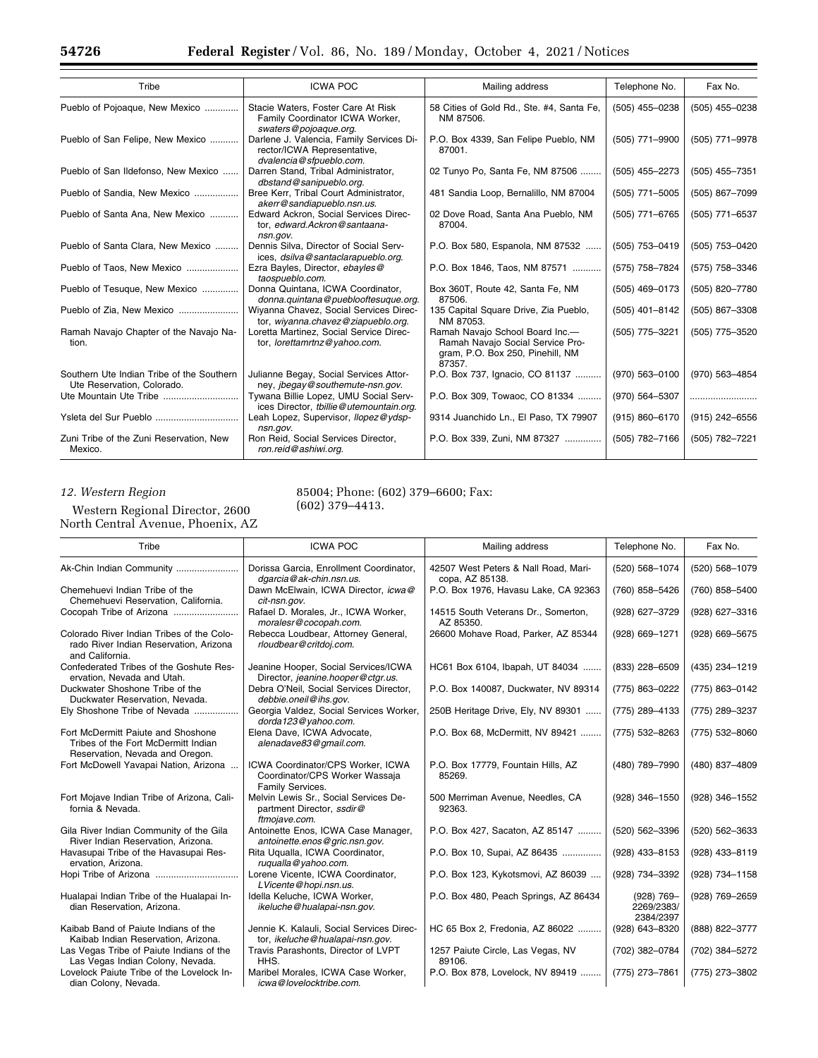| Tribe | ICWA POC | Mailing address | Telephone No. | Fax No. |
|---|---|---|---|---|
| Pueblo of Pojoaque, New Mexico | Stacie Waters, Foster Care At Risk Family Coordinator ICWA Worker, *swaters@pojoaque.org.* | 58 Cities of Gold Rd., Ste. #4, Santa Fe, NM 87506. | (505) 455–0238 | (505) 455–0238 |
| Pueblo of San Felipe, New Mexico | Darlene J. Valencia, Family Services Director/ICWA Representative, *dvalencia@sfpueblo.com.* | P.O. Box 4339, San Felipe Pueblo, NM 87001. | (505) 771–9900 | (505) 771–9978 |
| Pueblo of San Ildefonso, New Mexico | Darren Stand, Tribal Administrator, *dbstand@sanipueblo.org.* | 02 Tunyo Po, Santa Fe, NM 87506 | (505) 455–2273 | (505) 455–7351 |
| Pueblo of Sandia, New Mexico | Bree Kerr, Tribal Court Administrator, *akerr@sandiapueblo.nsn.us.* | 481 Sandia Loop, Bernalillo, NM 87004 | (505) 771–5005 | (505) 867–7099 |
| Pueblo of Santa Ana, New Mexico | Edward Ackron, Social Services Director, *edward.Ackron@santaana-nsn.gov.* | 02 Dove Road, Santa Ana Pueblo, NM 87004. | (505) 771–6765 | (505) 771–6537 |
| Pueblo of Santa Clara, New Mexico | Dennis Silva, Director of Social Services, *dsilva@santaclarapueblo.org.* | P.O. Box 580, Espanola, NM 87532 | (505) 753–0419 | (505) 753–0420 |
| Pueblo of Taos, New Mexico | Ezra Bayles, Director, *ebayles@taospueblo.com.* | P.O. Box 1846, Taos, NM 87571 | (575) 758–7824 | (575) 758–3346 |
| Pueblo of Tesuque, New Mexico | Donna Quintana, ICWA Coordinator, *donna.quintana@pueblooftesuque.org.* | Box 360T, Route 42, Santa Fe, NM 87506. | (505) 469–0173 | (505) 820–7780 |
| Pueblo of Zia, New Mexico | Wiyanna Chavez, Social Services Director, *wiyanna.chavez@ziapueblo.org.* | 135 Capital Square Drive, Zia Pueblo, NM 87053. | (505) 401–8142 | (505) 867–3308 |
| Ramah Navajo Chapter of the Navajo Nation. | Loretta Martinez, Social Service Director, *lorettamrtnz@yahoo.com.* | Ramah Navajo School Board Inc.—Ramah Navajo Social Service Program, P.O. Box 250, Pinehill, NM 87357. | (505) 775–3221 | (505) 775–3520 |
| Southern Ute Indian Tribe of the Southern Ute Reservation, Colorado. | Julianne Begay, Social Services Attorney, *jbegay@southemute-nsn.gov.* | P.O. Box 737, Ignacio, CO 81137 | (970) 563–0100 | (970) 563–4854 |
| Ute Mountain Ute Tribe | Tywana Billie Lopez, UMU Social Services Director, *tbillie@utemountain.org.* | P.O. Box 309, Towaoc, CO 81334 | (970) 564–5307 | |
| Ysleta del Sur Pueblo | Leah Lopez, Supervisor, *llopez@ydsp-nsn.gov.* | 9314 Juanchido Ln., El Paso, TX 79907 | (915) 860–6170 | (915) 242–6556 |
| Zuni Tribe of the Zuni Reservation, New Mexico. | Ron Reid, Social Services Director, *ron.reid@ashiwi.org.* | P.O. Box 339, Zuni, NM 87327 | (505) 782–7166 | (505) 782–7221 |

*12. Western Region*

Western Regional Director, 2600 North Central Avenue, Phoenix, AZ 85004; Phone: (602) 379–6600; Fax: (602) 379–4413.

| Tribe | ICWA POC | Mailing address | Telephone No. | Fax No. |
|---|---|---|---|---|
| Ak-Chin Indian Community | Dorissa Garcia, Enrollment Coordinator, *dgarcia@ak-chin.nsn.us.* | 42507 West Peters & Nall Road, Maricopa, AZ 85138. | (520) 568–1074 | (520) 568–1079 |
| Chemehuevi Indian Tribe of the Chemehuevi Reservation, California. | Dawn McElwain, ICWA Director, *icwa@cit-nsn.gov.* | P.O. Box 1976, Havasu Lake, CA 92363 | (760) 858–5426 | (760) 858–5400 |
| Cocopah Tribe of Arizona | Rafael D. Morales, Jr., ICWA Worker, *moralesr@cocopah.com.* | 14515 South Veterans Dr., Somerton, AZ 85350. | (928) 627–3729 | (928) 627–3316 |
| Colorado River Indian Tribes of the Colorado River Indian Reservation, Arizona and California. | Rebecca Loudbear, Attorney General, *rloudbear@critdoj.com.* | 26600 Mohave Road, Parker, AZ 85344 | (928) 669–1271 | (928) 669–5675 |
| Confederated Tribes of the Goshute Reservation, Nevada and Utah. | Jeanine Hooper, Social Services/ICWA Director, *jeanine.hooper@ctgr.us.* | HC61 Box 6104, Ibapah, UT 84034 | (833) 228–6509 | (435) 234–1219 |
| Duckwater Shoshone Tribe of the Duckwater Reservation, Nevada. | Debra O'Neil, Social Services Director, *debbie.oneil@ihs.gov.* | P.O. Box 140087, Duckwater, NV 89314 | (775) 863–0222 | (775) 863–0142 |
| Ely Shoshone Tribe of Nevada | Georgia Valdez, Social Services Worker, *dorda123@yahoo.com.* | 250B Heritage Drive, Ely, NV 89301 | (775) 289–4133 | (775) 289–3237 |
| Fort McDermitt Paiute and Shoshone Tribes of the Fort McDermitt Indian Reservation, Nevada and Oregon. | Elena Dave, ICWA Advocate, *alenadave83@gmail.com.* | P.O. Box 68, McDermitt, NV 89421 | (775) 532–8263 | (775) 532–8060 |
| Fort McDowell Yavapai Nation, Arizona | ICWA Coordinator/CPS Worker, ICWA Coordinator/CPS Worker Wassaja Family Services. | P.O. Box 17779, Fountain Hills, AZ 85269. | (480) 789–7990 | (480) 837–4809 |
| Fort Mojave Indian Tribe of Arizona, California & Nevada. | Melvin Lewis Sr., Social Services Department Director, *ssdir@ftmojave.com.* | 500 Merriman Avenue, Needles, CA 92363. | (928) 346–1550 | (928) 346–1552 |
| Gila River Indian Community of the Gila River Indian Reservation, Arizona. | Antoinette Enos, ICWA Case Manager, *antoinette.enos@gric.nsn.gov.* | P.O. Box 427, Sacaton, AZ 85147 | (520) 562–3396 | (520) 562–3633 |
| Havasupai Tribe of the Havasupai Reservation, Arizona. | Rita Uqualla, ICWA Coordinator, *ruqualla@yahoo.com.* | P.O. Box 10, Supai, AZ 86435 | (928) 433–8153 | (928) 433–8119 |
| Hopi Tribe of Arizona | Lorene Vicente, ICWA Coordinator, *LVicente@hopi.nsn.us.* | P.O. Box 123, Kykotsmovi, AZ 86039 | (928) 734–3392 | (928) 734–1158 |
| Hualapai Indian Tribe of the Hualapai Indian Reservation, Arizona. | Idella Keluche, ICWA Worker, *ikeluche@hualapai-nsn.gov.* | P.O. Box 480, Peach Springs, AZ 86434 | (928) 769–2269/2383/2384/2397 | (928) 769–2659 |
| Kaibab Band of Paiute Indians of the Kaibab Indian Reservation, Arizona. | Jennie K. Kalauli, Social Services Director, *ikeluche@hualapai-nsn.gov.* | HC 65 Box 2, Fredonia, AZ 86022 | (928) 643–8320 | (888) 822–3777 |
| Las Vegas Tribe of Paiute Indians of the Las Vegas Indian Colony, Nevada. | Travis Parashonts, Director of LVPT HHS. | 1257 Paiute Circle, Las Vegas, NV 89106. | (702) 382–0784 | (702) 384–5272 |
| Lovelock Paiute Tribe of the Lovelock Indian Colony, Nevada. | Maribel Morales, ICWA Case Worker, *icwa@lovelocktribe.com.* | P.O. Box 878, Lovelock, NV 89419 | (775) 273–7861 | (775) 273–3802 |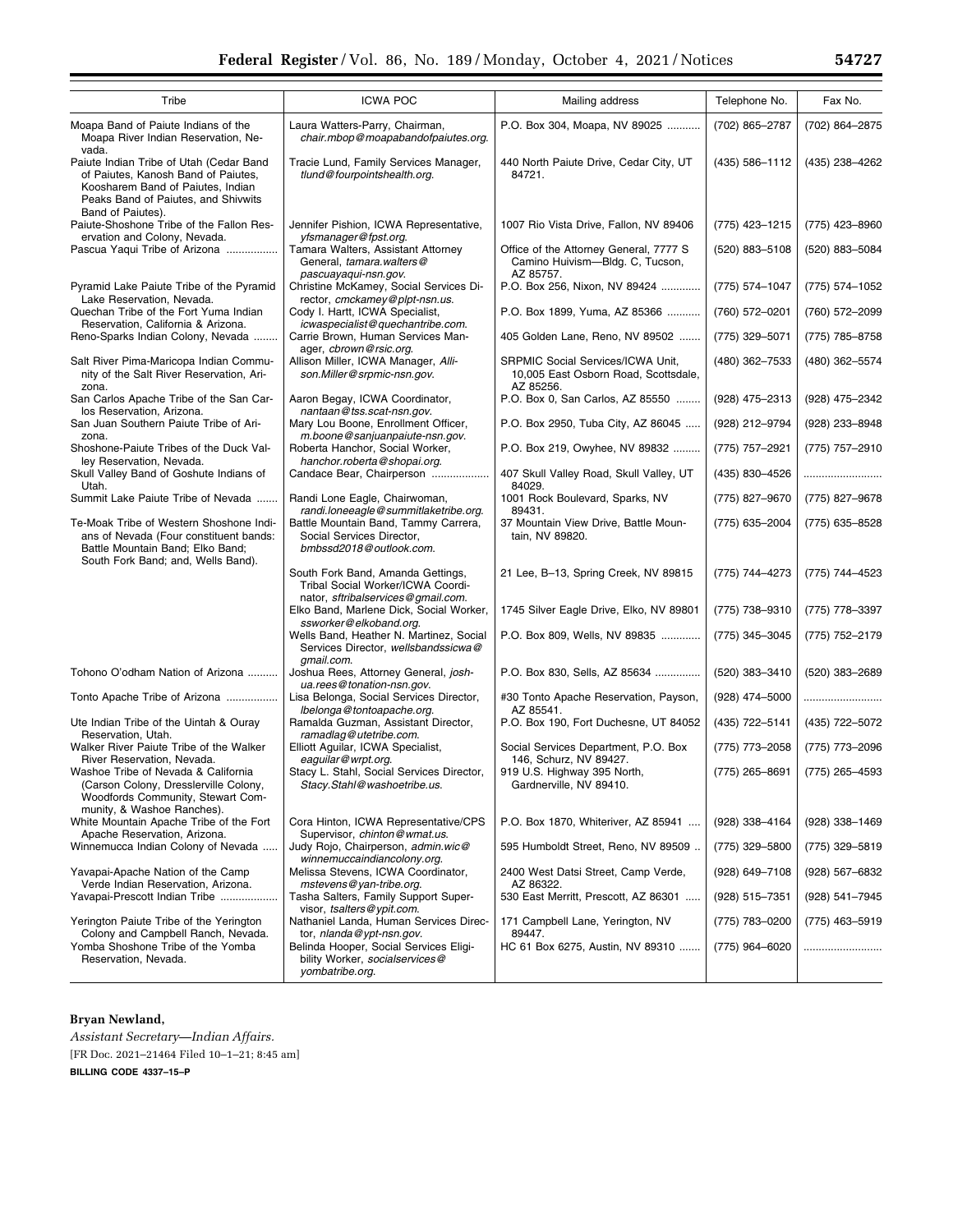| Tribe | ICWA POC | Mailing address | Telephone No. | Fax No. |
|---|---|---|---|---|
| Moapa Band of Paiute Indians of the Moapa River Indian Reservation, Nevada. | Laura Watters-Parry, Chairman, *chair.mbop@moapabandofpaiutes.org*. | P.O. Box 304, Moapa, NV 89025 | (702) 865–2787 | (702) 864–2875 |
| Paiute Indian Tribe of Utah (Cedar Band of Paiutes, Kanosh Band of Paiutes, Koosharem Band of Paiutes, Indian Peaks Band of Paiutes, and Shivwits Band of Paiutes). | Tracie Lund, Family Services Manager, *tlund@fourpointshealth.org*. | 440 North Paiute Drive, Cedar City, UT 84721. | (435) 586–1112 | (435) 238–4262 |
| Paiute-Shoshone Tribe of the Fallon Reservation and Colony, Nevada. | Jennifer Pishion, ICWA Representative, *yfsmanager@fpst.org*. | 1007 Rio Vista Drive, Fallon, NV 89406 | (775) 423–1215 | (775) 423–8960 |
| Pascua Yaqui Tribe of Arizona | Tamara Walters, Assistant Attorney General, *tamara.walters@pascuayaqui-nsn.gov*. | Office of the Attorney General, 7777 S Camino Huivism—Bldg. C, Tucson, AZ 85757. | (520) 883–5108 | (520) 883–5084 |
| Pyramid Lake Paiute Tribe of the Pyramid Lake Reservation, Nevada. | Christine McKamey, Social Services Director, *cmckamey@plpt-nsn.us*. | P.O. Box 256, Nixon, NV 89424 | (775) 574–1047 | (775) 574–1052 |
| Quechan Tribe of the Fort Yuma Indian Reservation, California & Arizona. | Cody I. Hartt, ICWA Specialist, *icwaspecialist@quechantribe.com*. | P.O. Box 1899, Yuma, AZ 85366 | (760) 572–0201 | (760) 572–2099 |
| Reno-Sparks Indian Colony, Nevada | Carrie Brown, Human Services Manager, *cbrown@rsic.org*. | 405 Golden Lane, Reno, NV 89502 | (775) 329–5071 | (775) 785–8758 |
| Salt River Pima-Maricopa Indian Community of the Salt River Reservation, Arizona. | Allison Miller, ICWA Manager, *Allison.Miller@srpmic-nsn.gov*. | SRPMIC Social Services/ICWA Unit, 10,005 East Osborn Road, Scottsdale, AZ 85256. | (480) 362–7533 | (480) 362–5574 |
| San Carlos Apache Tribe of the San Carlos Reservation, Arizona. | Aaron Begay, ICWA Coordinator, *nantaan@tss.scat-nsn.gov*. | P.O. Box 0, San Carlos, AZ 85550 | (928) 475–2313 | (928) 475–2342 |
| San Juan Southern Paiute Tribe of Arizona. | Mary Lou Boone, Enrollment Officer, *m.boone@sanjuanpaiute-nsn.gov*. | P.O. Box 2950, Tuba City, AZ 86045 | (928) 212–9794 | (928) 233–8948 |
| Shoshone-Paiute Tribes of the Duck Valley Reservation, Nevada. | Roberta Hanchor, Social Worker, *hanchor.roberta@shopai.org*. | P.O. Box 219, Owyhee, NV 89832 | (775) 757–2921 | (775) 757–2910 |
| Skull Valley Band of Goshute Indians of Utah. | Candace Bear, Chairperson | 407 Skull Valley Road, Skull Valley, UT 84029. | (435) 830–4526 | |
| Summit Lake Paiute Tribe of Nevada | Randi Lone Eagle, Chairwoman, *randi.loneeagle@summitlaketribe.org*. | 1001 Rock Boulevard, Sparks, NV 89431. | (775) 827–9670 | (775) 827–9678 |
| Te-Moak Tribe of Western Shoshone Indians of Nevada (Four constituent bands: Battle Mountain Band; Elko Band; South Fork Band; and, Wells Band). | Battle Mountain Band, Tammy Carrera, Social Services Director, *bmbssd2018@outlook.com*. | 37 Mountain View Drive, Battle Mountain, NV 89820. | (775) 635–2004 | (775) 635–8528 |
| | South Fork Band, Amanda Gettings, Tribal Social Worker/ICWA Coordinator, *sftribalservices@gmail.com*. | 21 Lee, B–13, Spring Creek, NV 89815 | (775) 744–4273 | (775) 744–4523 |
| | Elko Band, Marlene Dick, Social Worker, *ssworker@elkoband.org*. | 1745 Silver Eagle Drive, Elko, NV 89801 | (775) 738–9310 | (775) 778–3397 |
| | Wells Band, Heather N. Martinez, Social Services Director, *wellsbandssicwa@gmail.com*. | P.O. Box 809, Wells, NV 89835 | (775) 345–3045 | (775) 752–2179 |
| Tohono O'odham Nation of Arizona | Joshua Rees, Attorney General, *joshua.rees@tonation-nsn.gov*. | P.O. Box 830, Sells, AZ 85634 | (520) 383–3410 | (520) 383–2689 |
| Tonto Apache Tribe of Arizona | Lisa Belonga, Social Services Director, *lbelonga@tontoapache.org*. | #30 Tonto Apache Reservation, Payson, AZ 85541. | (928) 474–5000 | |
| Ute Indian Tribe of the Uintah & Ouray Reservation, Utah. | Ramalda Guzman, Assistant Director, *ramadlag@utetribe.com*. | P.O. Box 190, Fort Duchesne, UT 84052 | (435) 722–5141 | (435) 722–5072 |
| Walker River Paiute Tribe of the Walker River Reservation, Nevada. | Elliott Aguilar, ICWA Specialist, *eaguilar@wrpt.org*. | Social Services Department, P.O. Box 146, Schurz, NV 89427. | (775) 773–2058 | (775) 773–2096 |
| Washoe Tribe of Nevada & California (Carson Colony, Dresslerville Colony, Woodfords Community, Stewart Community, & Washoe Ranches). | Stacy L. Stahl, Social Services Director, *Stacy.Stahl@washoetribe.us*. | 919 U.S. Highway 395 North, Gardnerville, NV 89410. | (775) 265–8691 | (775) 265–4593 |
| White Mountain Apache Tribe of the Fort Apache Reservation, Arizona. | Cora Hinton, ICWA Representative/CPS Supervisor, *chinton@wmat.us*. | P.O. Box 1870, Whiteriver, AZ 85941 | (928) 338–4164 | (928) 338–1469 |
| Winnemucca Indian Colony of Nevada | Judy Rojo, Chairperson, *admin.wic@winnemuccaindiancolony.org*. | 595 Humboldt Street, Reno, NV 89509 | (775) 329–5800 | (775) 329–5819 |
| Yavapai-Apache Nation of the Camp Verde Indian Reservation, Arizona. | Melissa Stevens, ICWA Coordinator, *mstevens@yan-tribe.org*. | 2400 West Datsi Street, Camp Verde, AZ 86322. | (928) 649–7108 | (928) 567–6832 |
| Yavapai-Prescott Indian Tribe | Tasha Salters, Family Support Supervisor, *tsalters@ypit.com*. | 530 East Merritt, Prescott, AZ 86301 | (928) 515–7351 | (928) 541–7945 |
| Yerington Paiute Tribe of the Yerington Colony and Campbell Ranch, Nevada. | Nathaniel Landa, Human Services Director, *nlanda@ypt-nsn.gov*. | 171 Campbell Lane, Yerington, NV 89447. | (775) 783–0200 | (775) 463–5919 |
| Yomba Shoshone Tribe of the Yomba Reservation, Nevada. | Belinda Hooper, Social Services Eligibility Worker, *socialservices@yombatribe.org*. | HC 61 Box 6275, Austin, NV 89310 | (775) 964–6020 | |

**Bryan Newland,**

*Assistant Secretary—Indian Affairs.*

[FR Doc. 2021–21464 Filed 10–1–21; 8:45 am]

**BILLING CODE 4337–15–P**